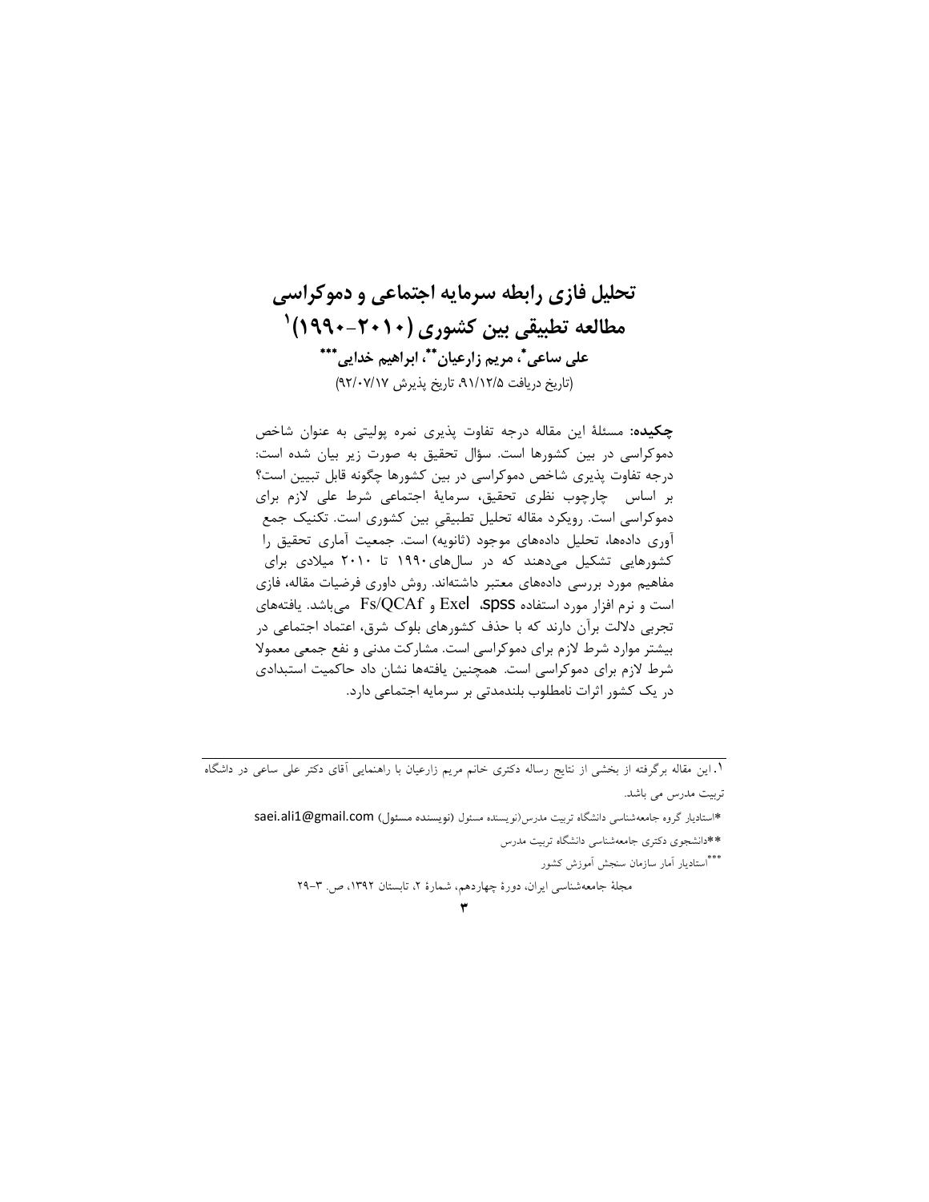# تحلیل فازی رابطه سرمایه اجتماعی و دموکراسی مطالعه تطبیقی بین کشوری (۱۹۹۰-۲۰۱۰)[۱]

**علی ساعی[*]، مریم زارعیان[**]، ابراهیم خدایی[***]**

(تاریخ دریافت ۹۱/۱۲/۵، تاریخ پذیرش ۹۲/۰۷/۱۷)

**چکیده:** مسئلۀ این مقاله درجه تفاوت پذیری نمره پولیتی به عنوان شاخص دموکراسی در بین کشورها است. سؤال تحقیق به صورت زیر بیان شده است: درجه تفاوت پذیری شاخص دموکراسی در بین کشورها چگونه قابل تبیین است؟ بر اساس چارچوب نظری تحقیق، سرمایۀ اجتماعی شرط علی لازم برای دموکراسی است. رویکرد مقاله تحلیل تطبیقی بین کشوری است. تکنیک جمع آوری داده‌ها، تحلیل داده‌های موجود (ثانویه) است. جمعیت آماری تحقیق را کشورهایی تشکیل می‌دهند که در سال‌های ۱۹۹۰ تا ۲۰۱۰ میلادی برای مفاهیم مورد بررسی داده‌های معتبر داشته‌اند. روش داوری فرضیات مقاله، فازی است و نرم افزار مورد استفاده spss، Exel و Fs/QCAf می‌باشد. یافته‌های تجربی دلالت برآن دارند که با حذف کشورهای بلوک شرق، اعتماد اجتماعی در بیشتر موارد شرط لازم برای دموکراسی است. مشارکت مدنی و نفع جمعی معمولا شرط لازم برای دموکراسی است. همچنین یافته‌ها نشان داد حاکمیت استبدادی در یک کشور اثرات نامطلوب بلندمدتی بر سرمایه اجتماعی دارد.

---

۱. این مقاله برگرفته از بخشی از نتایج رساله دکتری خانم مریم زارعیان با راهنمایی آقای دکتر علی ساعی در داشگاه تربیت مدرس می باشد.

*استادیار گروه جامعه‌شناسی دانشگاه تربیت مدرس(نویسنده مسئول (نویسنده مسئول) saei.ali1@gmail.com

**دانشجوی دکتری جامعه‌شناسی دانشگاه تربیت مدرس

***استادیار آمار سازمان سنجش آموزش کشور

مجلۀ جامعه‌شناسی ایران، دورۀ چهاردهم، شمارۀ ۲، تابستان ۱۳۹۲، ص. ۳-۲۹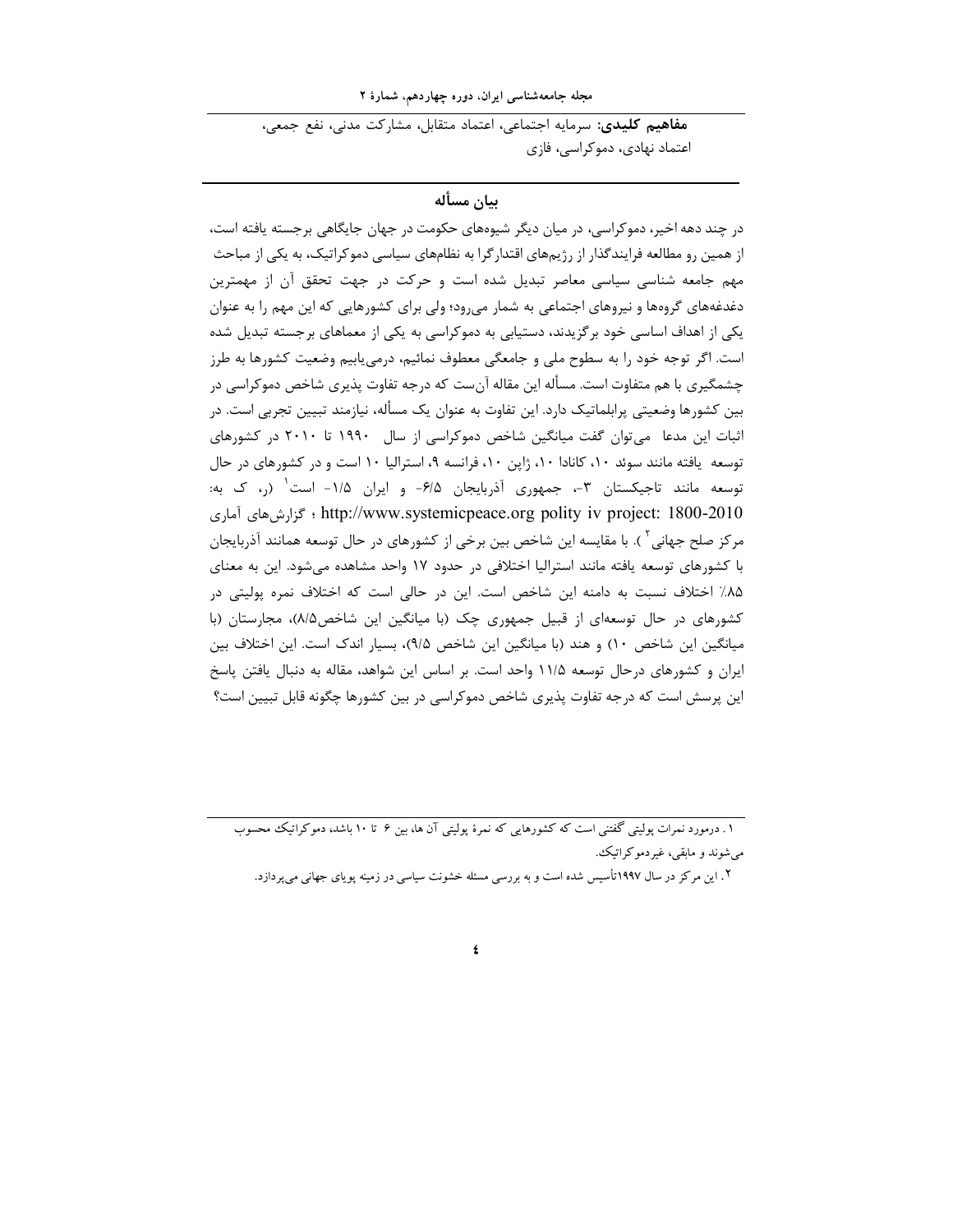**مفاهیم کلیدی:** سرمایه اجتماعی، اعتماد متقابل، مشارکت مدنی، نفع جمعی، اعتماد نهادی، دموکراسی، فازی

## بیان مسأله

در چند دهه اخیر، دموکراسی، در میان دیگر شیوه‌های حکومت در جهان جایگاهی برجسته یافته است، از همین رو مطالعه فرایندگذار از رژیم‌های اقتدارگرا به نظام‌های سیاسی دموکراتیک، به یکی از مباحث مهم جامعه شناسی سیاسی معاصر تبدیل شده است و حرکت در جهت تحقق آن از مهمترین دغدغه‌های گروه‌ها و نیروهای اجتماعی به شمار می‌رود؛ ولی برای کشورهایی که این مهم را به عنوان یکی از اهداف اساسی خود برگزیدند، دستیابی به دموکراسی به یکی از معماهای برجسته تبدیل شده است. اگر توجه خود را به سطوح ملی و جامعگی معطوف نمائیم، درمی‌یابیم وضعیت کشورها به طرز چشمگیری با هم متفاوت است. مسأله این مقاله آن‌ست که درجه تفاوت پذیری شاخص دموکراسی در بین کشورها وضعیتی پرابلماتیک دارد. این تفاوت به عنوان یک مسأله، نیازمند تبیین تجربی است. در اثبات این مدعا می‌توان گفت میانگین شاخص دموکراسی از سال ۱۹۹۰ تا ۲۰۱۰ در کشورهای توسعه یافته مانند سوئد ۱۰، کانادا ۱۰، ژاپن ۱۰، فرانسه ۹، استرالیا ۱۰ است و در کشورهای در حال توسعه مانند تاجیکستان ۳-، جمهوری آذربایجان ۶/۵- و ایران ۱/۵- است[1] (ر، ک به: http://www.systemicpeace.org polity iv project: 1800-2010 ؛ گزارش‌های آماری مرکز صلح جهانی[2]). با مقایسه این شاخص بین برخی از کشورهای در حال توسعه همانند آذربایجان با کشورهای توسعه یافته مانند استرالیا اختلافی در حدود ۱۷ واحد مشاهده می‌شود. این به معنای ۸۵٪ اختلاف نسبت به دامنه این شاخص است. این در حالی است که اختلاف نمره پولیتی در کشورهای در حال توسعه‌ای از قبیل جمهوری چک (با میانگین این شاخص۸/۵)، مجارستان (با میانگین این شاخص ۱۰) و هند (با میانگین این شاخص ۹/۵)، بسیار اندک است. این اختلاف بین ایران و کشورهای درحال توسعه ۱۱/۵ واحد است. بر اساس این شواهد، مقاله به دنبال یافتن پاسخ این پرسش است که درجه تفاوت پذیری شاخص دموکراسی در بین کشورها چگونه قابل تبیین است؟

---

۱. درمورد نمرات پولیتی گفتنی است که کشورهایی که نمرهٔ پولیتی آن ها، بین ۶ تا ۱۰ باشد، دموکراتیک محسوب می‌شوند و مابقی، غیردموکراتیک.

۲. این مرکز در سال ۱۹۹۷تأسیس شده است و به بررسی مسئله خشونت سیاسی در زمینه پویای جهانی می‌پردازد.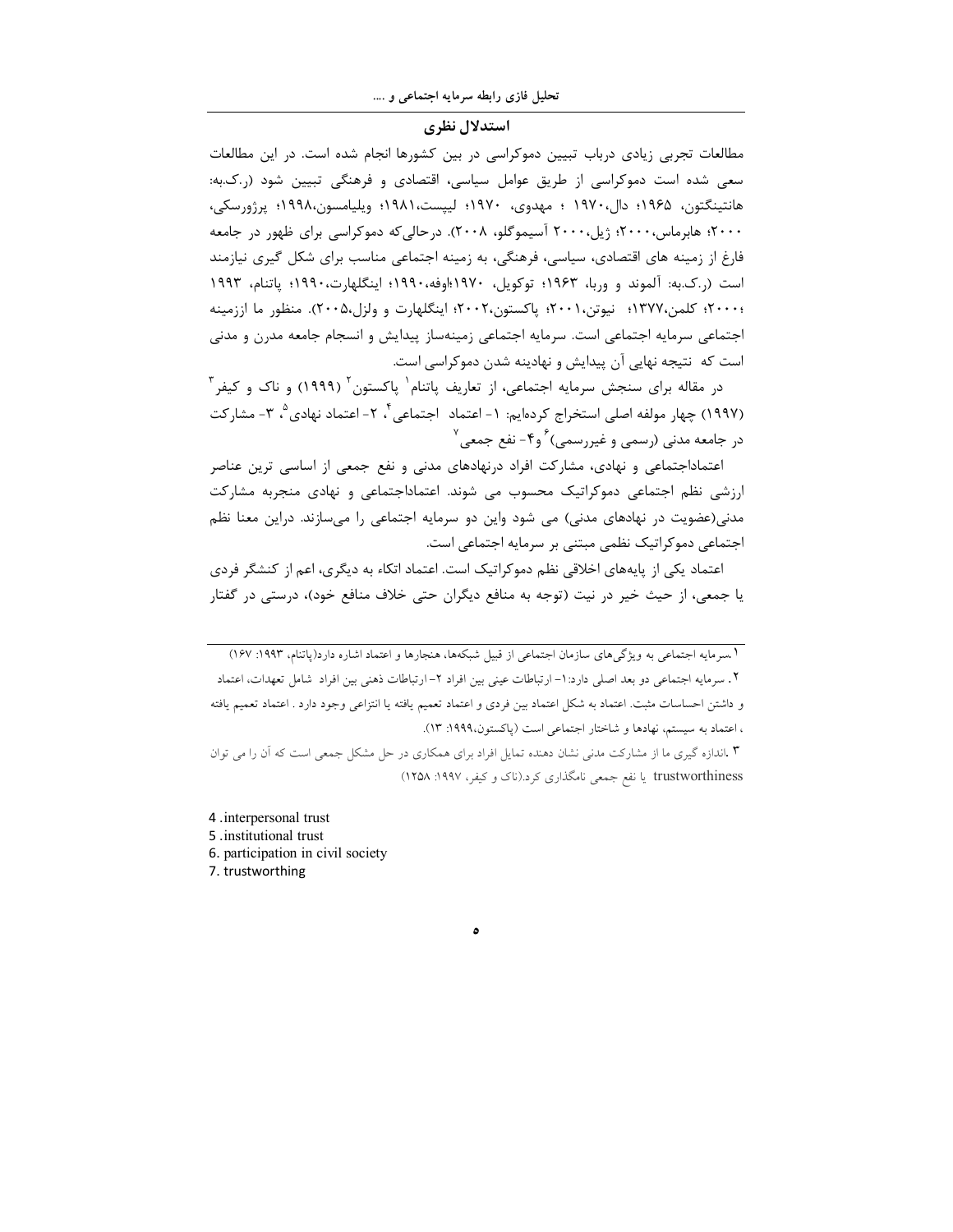## استدلال نظری

مطالعات تجربی زیادی درباب تبیین دموکراسی در بین کشورها انجام شده است. در این مطالعات سعی شده است دموکراسی از طریق عوامل سیاسی، اقتصادی و فرهنگی تبیین شود (ر.ک.به: هانتینگتون، ۱۹۶۵؛ دال،۱۹۷۰ ؛ مهدوی، ۱۹۷۰؛ لیپست،۱۹۸۱؛ ویلیامسون،۱۹۹۸؛ پرژورسکی، ۲۰۰۰؛ هابرماس،۲۰۰۰؛ ژیل،۲۰۰۰ آسیموگلو، ۲۰۰۸). درحالی‌که دموکراسی برای ظهور در جامعه فارغ از زمینه های اقتصادی، سیاسی، فرهنگی، به زمینه اجتماعی مناسب برای شکل گیری نیازمند است (ر.ک.به: آلموند و وربا، ۱۹۶۳؛ توکویل، ۱۹۷۰؛اوفه،۱۹۹۰؛ اینگلهارت،۱۹۹۰؛ پاتنام، ۱۹۹۳ ؛۲۰۰۰؛ کلمن،۱۳۷۷؛ نیوتن،۲۰۰۱؛ پاکستون،۲۰۰۲؛ اینگلهارت و ولزل،۲۰۰۵). منظور ما اززمینه اجتماعی سرمایه اجتماعی است. سرمایه اجتماعی زمینه‌ساز پیدایش و انسجام جامعه مدرن و مدنی است که نتیجه نهایی آن پیدایش و نهادینه شدن دموکراسی است.

در مقاله برای سنجش سرمایه اجتماعی، از تعاریف پاتنام[1] پاکستون[2] (۱۹۹۹) و ناک و کیفر[3] (۱۹۹۷) چهار مولفه اصلی استخراج کرده‌ایم: ۱- اعتماد اجتماعی[4]، ۲- اعتماد نهادی[5]، ۳- مشارکت در جامعه مدنی (رسمی و غیررسمی)[6] و۴- نفع جمعی[7]

اعتماداجتماعی و نهادی، مشارکت افراد درنهادهای مدنی و نفع جمعی از اساسی ترین عناصر ارزشی نظم اجتماعی دموکراتیک محسوب می شوند. اعتماداجتماعی و نهادی منجربه مشارکت مدنی(عضویت در نهادهای مدنی) می شود واین دو سرمایه اجتماعی را می‌سازند. دراین معنا نظم اجتماعی دموکراتیک نظمی مبتنی بر سرمایه اجتماعی است.

اعتماد یکی از پایه‌های اخلاقی نظم دموکراتیک است. اعتماد اتکاء به دیگری، اعم از کنشگر فردی یا جمعی، از حیث خیر در نیت (توجه به منافع دیگران حتی خلاف منافع خود)، درستی در گفتار

---

[1] .سرمایه اجتماعی به ویژگی‌های سازمان اجتماعی از قبیل شبکه‌ها، هنجارها و اعتماد اشاره دارد(پاتنام، ۱۹۹۳: ۱۶۷)

[2] . سرمایه اجتماعی دو بعد اصلی دارد:۱- ارتباطات عینی بین افراد ۲- ارتباطات ذهنی بین افراد شامل تعهدات، اعتماد و داشتن احساسات مثبت. اعتماد به شکل اعتماد بین فردی و اعتماد تعمیم یافته یا انتزاعی وجود دارد . اعتماد تعمیم یافته ، اعتماد به سیستم، نهادها و شاختار اجتماعی است (پاکستون،۱۹۹۹: ۱۳).

[3] .اندازه گیری ما از مشارکت مدنی نشان دهنده تمایل افراد برای همکاری در حل مشکل جمعی است که آن را می توان trustworthiness یا نفع جمعی نامگذاری کرد.(ناک و کیفر، ۱۹۹۷: ۱۲۵۸)

4 .interpersonal trust
5 .institutional trust
6. participation in civil society
7. trustworthing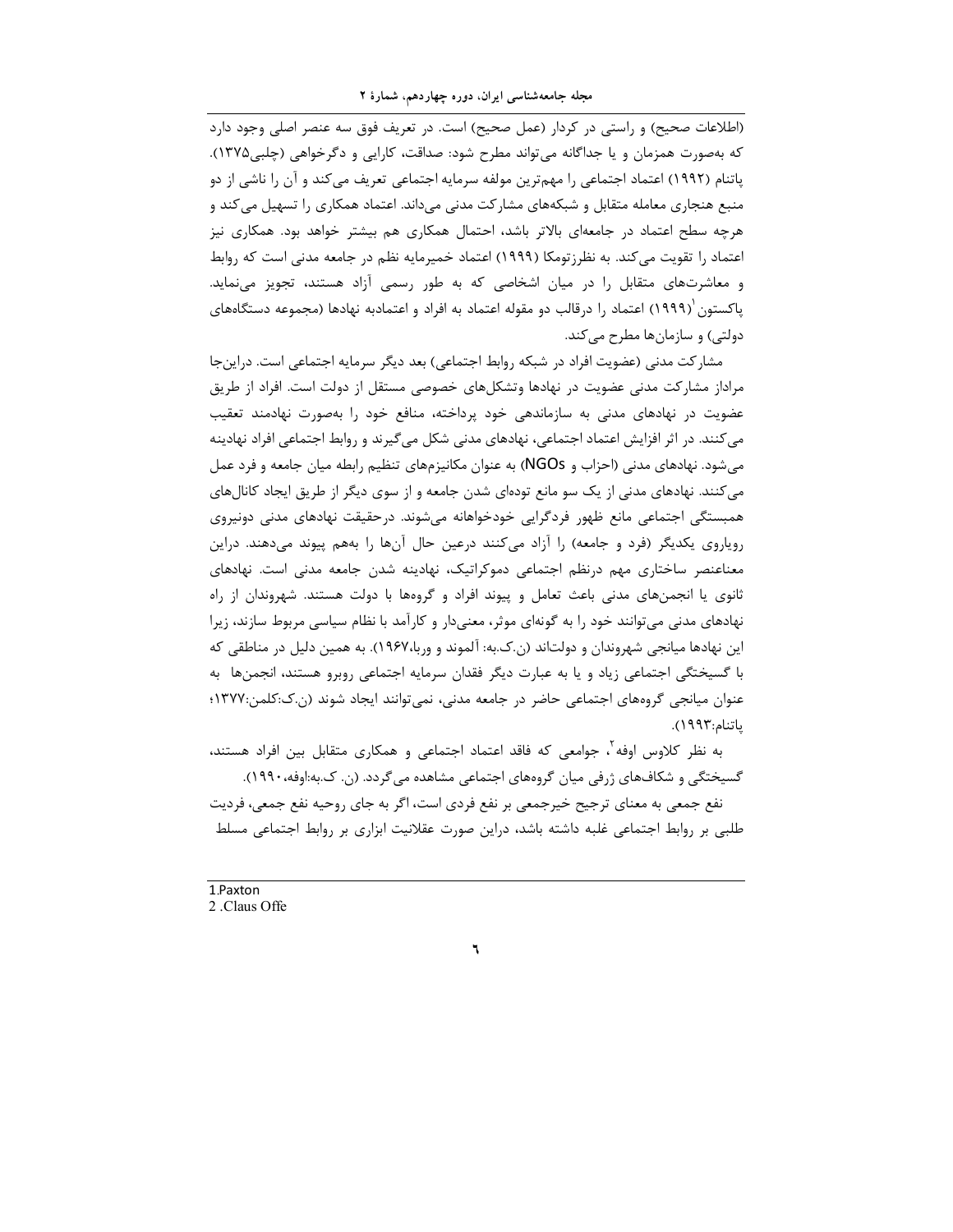(اطلاعات صحیح) و راستی در کردار (عمل صحیح) است. در تعریف فوق سه عنصر اصلی وجود دارد که به‌صورت همزمان و یا جداگانه می‌تواند مطرح شود: صداقت، کارایی و دگرخواهی (چلبی۱۳۷۵). پاتنام (۱۹۹۲) اعتماد اجتماعی را مهم‌ترین مولفه سرمایه اجتماعی تعریف می‌کند و آن را ناشی از دو منبع هنجاری معامله متقابل و شبکه‌های مشارکت مدنی می‌داند. اعتماد همکاری را تسهیل می‌کند و هرچه سطح اعتماد در جامعه‌ای بالاتر باشد، احتمال همکاری هم بیشتر خواهد بود. همکاری نیز اعتماد را تقویت می‌کند. به نظرزتومکا (۱۹۹۹) اعتماد خمیرمایه نظم در جامعه مدنی است که روابط و معاشرت‌های متقابل را در میان اشخاصی که به طور رسمی آزاد هستند، تجویز می‌نماید. پاکستون[1](۱۹۹۹) اعتماد را درقالب دو مقوله اعتماد به افراد و اعتمادبه نهادها (مجموعه دستگاه‌های دولتی) و سازمان‌ها مطرح می‌کند.

مشارکت مدنی (عضویت افراد در شبکه روابط اجتماعی) بعد دیگر سرمایه اجتماعی است. دراین‌جا مراداز مشارکت مدنی عضویت در نهادها وتشکل‌های خصوصی مستقل از دولت است. افراد از طریق عضویت در نهادهای مدنی به سازماندهی خود پرداخته، منافع خود را به‌صورت نهادمند تعقیب می‌کنند. در اثر افزایش اعتماد اجتماعی، نهادهای مدنی شکل می‌گیرند و روابط اجتماعی افراد نهادینه می‌شود. نهادهای مدنی (احزاب و NGOs) به عنوان مکانیزم‌های تنظیم رابطه میان جامعه و فرد عمل می‌کنند. نهادهای مدنی از یک سو مانع توده‌ای شدن جامعه و از سوی دیگر از طریق ایجاد کانال‌های همبستگی اجتماعی مانع ظهور فردگرایی خودخواهانه می‌شوند. درحقیقت نهادهای مدنی دونیروی رویاروی یکدیگر (فرد و جامعه) را آزاد می‌کنند درعین حال آن‌ها را بهم پیوند می‌دهند. دراین معناعنصر ساختاری مهم درنظم اجتماعی دموکراتیک، نهادینه شدن جامعه مدنی است. نهادهای ثانوی یا انجمن‌های مدنی باعث تعامل و پیوند افراد و گروه‌ها با دولت هستند. شهروندان از راه نهادهای مدنی می‌توانند خود را به گونه‌ای موثر، معنی‌دار و کارآمد با نظام سیاسی مربوط سازند، زیرا این نهادها میانجی شهروندان و دولت‌اند (ن.ک.به: آلموند و وربا،۱۹۶۷). به همین دلیل در مناطقی که با گسیختگی اجتماعی زیاد و یا به عبارت دیگر فقدان سرمایه اجتماعی روبرو هستند، انجمن‌ها به عنوان میانجی گروه‌های اجتماعی حاضر در جامعه مدنی، نمی‌توانند ایجاد شوند (ن.ک:کلمن:۱۳۷۷؛ پاتنام:۱۹۹۳).

به نظر کلاوس اوفه[2]، جوامعی که فاقد اعتماد اجتماعی و همکاری متقابل بین افراد هستند، گسیختگی و شکاف‌های ژرفی میان گروه‌های اجتماعی مشاهده می‌گردد. (ن. ک.به:اوفه،۱۹۹۰).

نفع جمعی به معنای ترجیح خیرجمعی بر نفع فردی است، اگر به جای روحیه نفع جمعی، فردیت طلبی بر روابط اجتماعی غلبه داشته باشد، دراین صورت عقلانیت ابزاری بر روابط اجتماعی مسلط

---

1.Paxton
2 .Claus Offe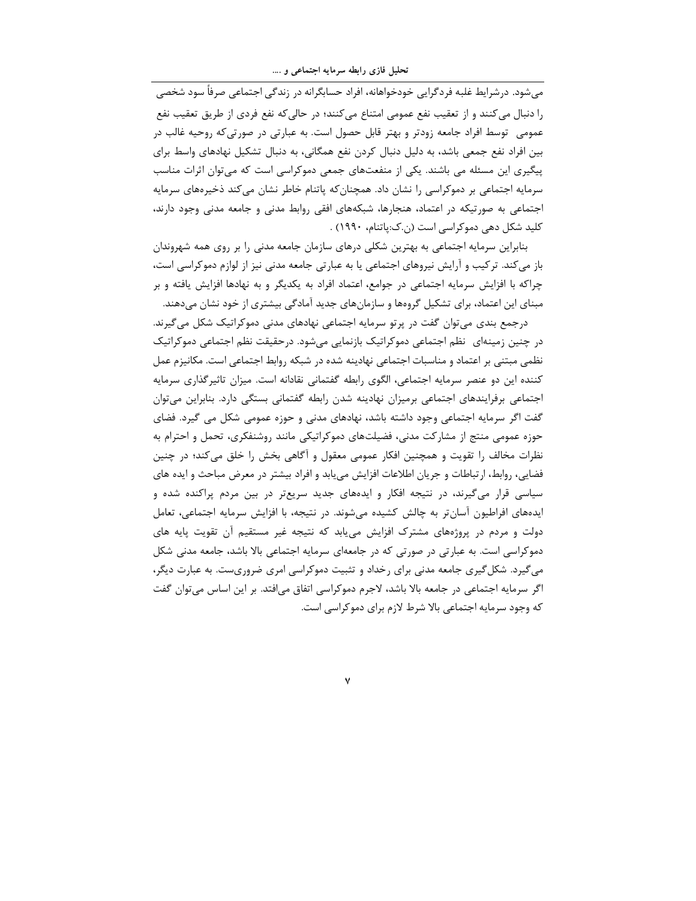می‌شود. درشرایط غلبه فردگرایی خودخواهانه، افراد حسابگرانه در زندگی اجتماعی صرفاً سود شخصی را دنبال می‌کنند و از تعقیب نفع عمومی امتناع می‌کنند؛ در حالی‌که نفع فردی از طریق تعقیب نفع عمومی توسط افراد جامعه زودتر و بهتر قابل حصول است. به عبارتی در صورتی‌که روحیه غالب در بین افراد نفع جمعی باشد، به دلیل دنبال کردن نفع همگانی، به دنبال تشکیل نهادهای واسط برای پیگیری این مسئله می باشند. یکی از منفعت‌های جمعی دموکراسی است که می‌توان اثرات مناسب سرمایه اجتماعی بر دموکراسی را نشان داد. همچنان‌که پاتنام خاطر نشان می‌کند ذخیره‌های سرمایه اجتماعی به صورتیکه در اعتماد، هنجارها، شبکه‌های افقی روابط مدنی و جامعه مدنی وجود دارند، کلید شکل دهی دموکراسی است (ن.ک:پاتنام، ۱۹۹۰) .

بنابراین سرمایه اجتماعی به بهترین شکلی درهای سازمان جامعه مدنی را بر روی همه شهروندان باز می‌کند. ترکیب و آرایش نیروهای اجتماعی یا به عبارتی جامعه مدنی نیز از لوازم دموکراسی است، چراکه با افزایش سرمایه اجتماعی در جوامع، اعتماد افراد به یکدیگر و به نهادها افزایش یافته و بر مبنای این اعتماد، برای تشکیل گروه‌ها و سازمان‌های جدید آمادگی بیشتری از خود نشان می‌دهند.

درجمع بندی می‌توان گفت در پرتو سرمایه اجتماعی نهادهای مدنی دموکراتیک شکل می‌گیرند. در چنین زمینه‌ای نظم اجتماعی دموکراتیک بازنمایی می‌شود. درحقیقت نظم اجتماعی دموکراتیک نظمی مبتنی بر اعتماد و مناسبات اجتماعی نهادینه شده در شبکه روابط اجتماعی است. مکانیزم عمل کننده این دو عنصر سرمایه اجتماعی، الگوی رابطه گفتمانی نقادانه است. میزان تاثیرگذاری سرمایه اجتماعی برفرایندهای اجتماعی برمیزان نهادینه شدن رابطه گفتمانی بستگی دارد. بنابراین می‌توان گفت اگر سرمایه اجتماعی وجود داشته باشد، نهادهای مدنی و حوزه عمومی شکل می گیرد. فضای حوزه عمومی منتج از مشارکت مدنی، فضیلت‌های دموکراتیکی مانند روشنفکری، تحمل و احترام به نظرات مخالف را تقویت و همچنین افکار عمومی معقول و آگاهی بخش را خلق می‌کند؛ در چنین فضایی، روابط، ارتباطات و جریان اطلاعات افزایش می‌یابد و افراد بیشتر در معرض مباحث و ایده های سیاسی قرار می‌گیرند، در نتیجه افکار و ایده‌های جدید سریع‌تر در بین مردم پراکنده شده و ایده‌های افراطیون آسان‌تر به چالش کشیده می‌شوند. در نتیجه، با افزایش سرمایه اجتماعی، تعامل دولت و مردم در پروژه‌های مشترک افزایش می‌یابد که نتیجه غیر مستقیم آن تقویت پایه های دموکراسی است. به عبارتی در صورتی که در جامعه‌ای سرمایه اجتماعی بالا باشد، جامعه مدنی شکل می‌گیرد. شکل‌گیری جامعه مدنی برای رخداد و تثبیت دموکراسی امری ضروری‌ست. به عبارت دیگر، اگر سرمایه اجتماعی در جامعه بالا باشد، لاجرم دموکراسی اتفاق می‌افتد. بر این اساس می‌توان گفت که وجود سرمایه اجتماعی بالا شرط لازم برای دموکراسی است.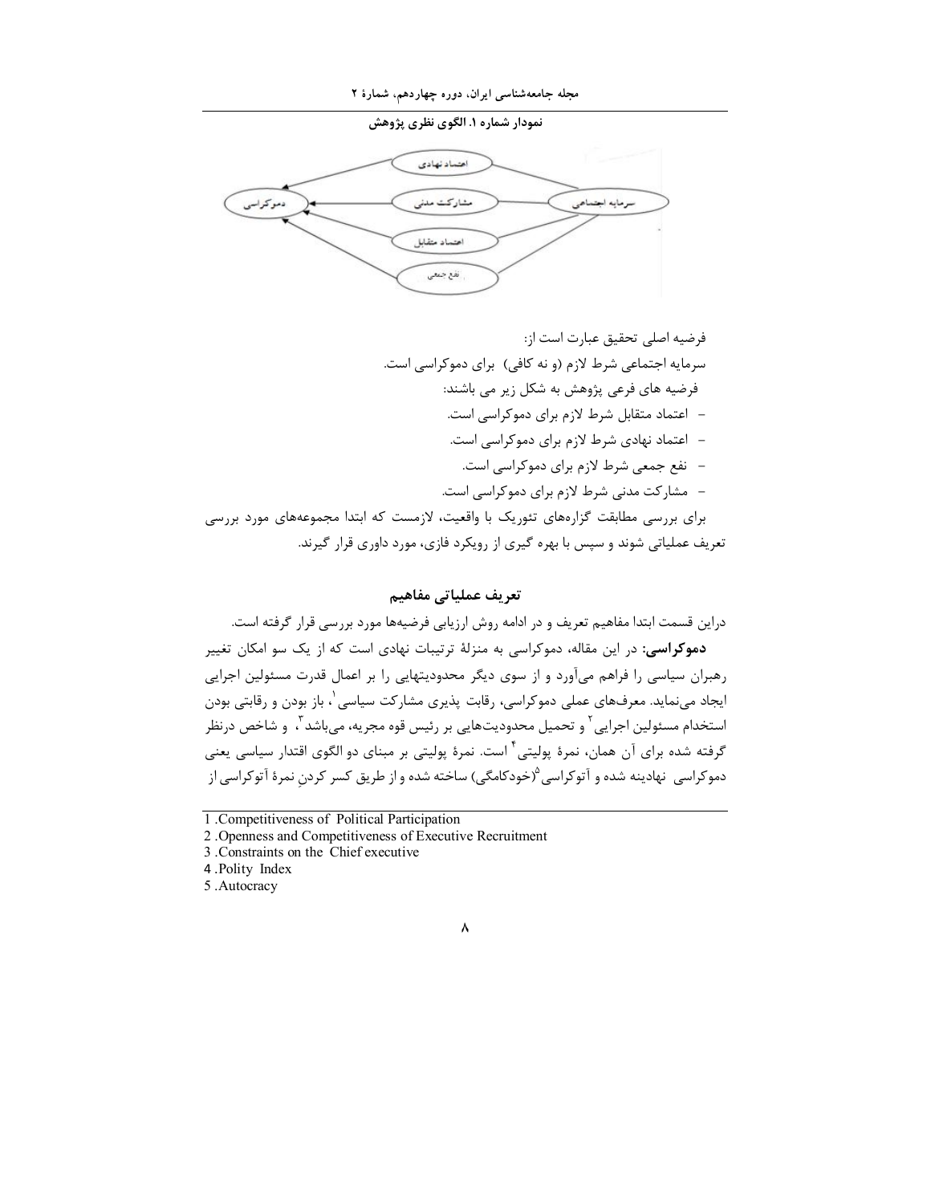نمودار شماره ۱. الگوی نظری پژوهش

فرضیه اصلی تحقیق عبارت است از:

سرمایه اجتماعی شرط لازم (و نه کافی) برای دموکراسی است.

فرضیه های فرعی پژوهش به شکل زیر می باشند:

- اعتماد متقابل شرط لازم برای دموکراسی است.
- اعتماد نهادی شرط لازم برای دموکراسی است.
- نفع جمعی شرط لازم برای دموکراسی است.
- مشارکت مدنی شرط لازم برای دموکراسی است.

برای بررسی مطابقت گزاره‌های تئوریک با واقعیت، لازمست که ابتدا مجموعه‌های مورد بررسی تعریف عملیاتی شوند و سپس با بهره گیری از رویکرد فازی، مورد داوری قرار گیرند.

## تعریف عملیاتی مفاهیم

دراین قسمت ابتدا مفاهیم تعریف و در ادامه روش ارزیابی فرضیه‌ها مورد بررسی قرار گرفته است.

**دموکراسی:** در این مقاله، دموکراسی به منزلهٔ ترتیبات نهادی است که از یک سو امکان تغییر رهبران سیاسی را فراهم می‌آورد و از سوی دیگر محدودیتهایی را بر اعمال قدرت مسئولین اجرایی ایجاد می‌نماید. معرف‌های عملی دموکراسی، رقابت پذیری مشارکت سیاسی[1]، باز بودن و رقابتی بودن استخدام مسئولین اجرایی[2] و تحمیل محدودیت‌هایی بر رئیس قوه مجریه، می‌باشد[3]، و شاخص درنظر گرفته شده برای آن همان، نمرهٔ پولیتی[4] است. نمرهٔ پولیتی بر مبنای دو الگوی اقتدار سیاسی یعنی دموکراسی نهادینه شده و آتوکراسی[5](خودکامگی) ساخته شده و از طریق کسر کردنِ نمرهٔ آتوکراسی از

---

1 .Competitiveness of Political Participation

2 .Openness and Competitiveness of Executive Recruitment

3 .Constraints on the Chief executive

4 .Polity Index

5 .Autocracy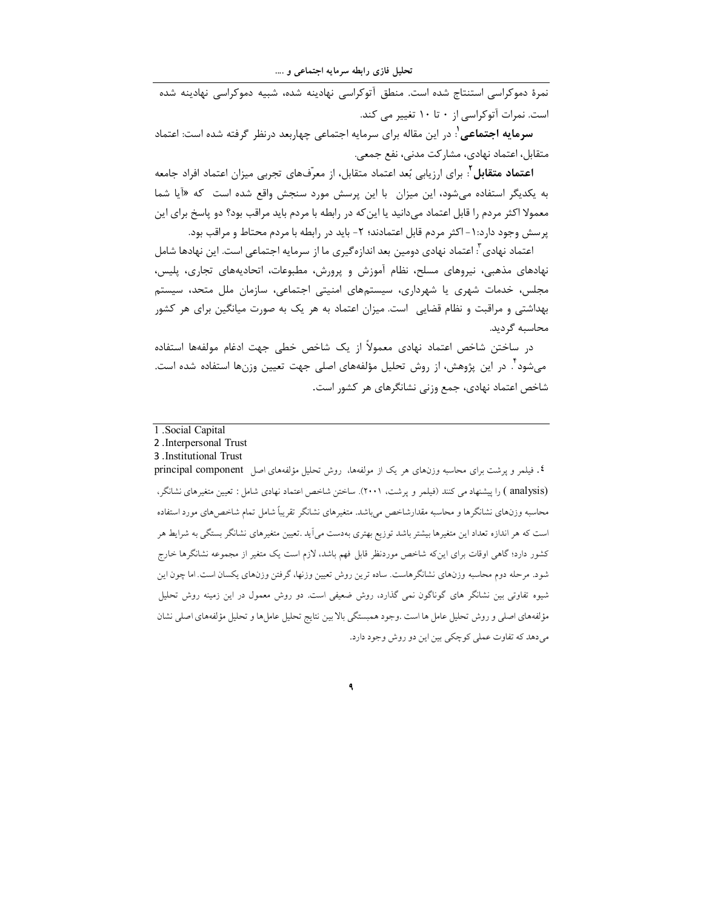نمرهٔ دموکراسی استنتاج شده است. منطق آتوکراسی نهادینه شده، شبیه دموکراسی نهادینه شده است. نمرات آتوکراسی از ۰ تا ۱۰ تغییر می کند.

**سرمایه اجتماعی**[1]: در این مقاله برای سرمایه اجتماعی چهاربعد درنظر گرفته شده است: اعتماد متقابل، اعتماد نهادی، مشارکت مدنی، نفع جمعی.

**اعتماد متقابل**[2]: برای ارزیابی بُعد اعتماد متقابل، از معرّف‌های تجربی میزان اعتماد افراد جامعه به یکدیگر استفاده می‌شود، این میزان با این پرسش مورد سنجش واقع شده است که «آیا شما معمولا اکثر مردم را قابل اعتماد می‌دانید یا این‌که در رابطه با مردم باید مراقب بود؟ دو پاسخ برای این پرسش وجود دارد:۱- اکثر مردم قابل اعتمادند؛ ۲- باید در رابطه با مردم محتاط و مراقب بود.

اعتماد نهادی[3]: اعتماد نهادی دومین بعد اندازه‌گیری ما از سرمایه اجتماعی است. این نهادها شامل نهادهای مذهبی، نیروهای مسلح، نظام آموزش و پرورش، مطبوعات، اتحادیه‌های تجاری، پلیس، مجلس، خدمات شهری یا شهرداری، سیستم‌های امنیتی اجتماعی، سازمان ملل متحد، سیستم بهداشتی و مراقبت و نظام قضایی است. میزان اعتماد به هر یک به صورت میانگین برای هر کشور محاسبه گردید.

در ساختن شاخص اعتماد نهادی معمولاً از یک شاخص خطی جهت ادغام مولفه‌ها استفاده می‌شود[4]. در این پژوهش، از روش تحلیل مؤلفه‌های اصلی جهت تعیین وزن‌ها استفاده شده است. شاخص اعتماد نهادی، جمع وزنی نشانگرهای هر کشور است.

---

1 .Social Capital

2 .Interpersonal Trust

3 .Institutional Trust

٤. فیلمر و پرشت برای محاسبه وزن‌های هر یک از مولفه‌ها، روش تحلیل مؤلفه‌های اصل principal component analysis) ) را پیشنهاد می کنند (فیلمر و پرشت، ۲۰۰۱). ساختن شاخص اعتماد نهادی شامل : تعیین متغیرهای نشانگر، محاسبه وزن‌های نشانگرها و محاسبه مقدارشاخص می‌باشد. متغیرهای نشانگر تقریباً شامل تمام شاخص‌های مورد استفاده است که هر اندازه تعداد این متغیرها بیشتر باشد توزیع بهتری به‌دست می‌آید .تعیین متغیرهای نشانگر بستگی به شرایط هر کشور دارد؛ گاهی اوقات برای این‌که شاخص موردنظر قابل فهم باشد، لازم است یک متغیر از مجموعه نشانگرها خارج شود. مرحله دوم محاسبه وزن‌های نشانگرهاست. ساده ترین روش تعیین وزنها، گرفتن وزن‌های یکسان است. اما چون این شیوه تفاوتی بین نشانگر های گوناگون نمی گذارد، روش ضعیفی است. دو روش معمول در این زمینه روش تحلیل مؤلفه‌های اصلی و روش تحلیل عامل ها است .وجود همبستگی بالا بین نتایج تحلیل عامل‌ها و تحلیل مؤلفه‌های اصلی نشان می‌دهد که تفاوت عملی کوچکی بین این دو روش وجود دارد.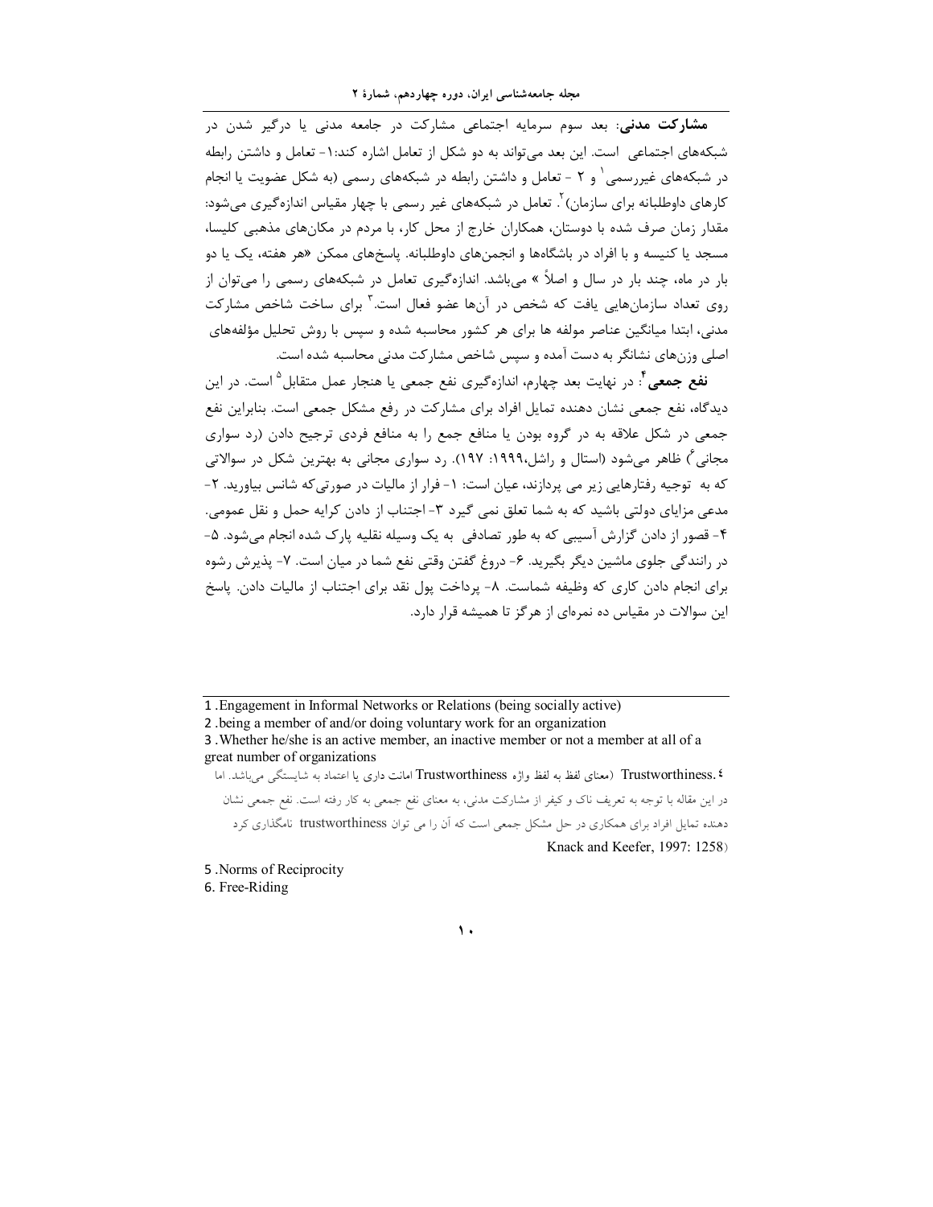**مشارکت مدنی**: بعد سوم سرمایه اجتماعی مشارکت در جامعه مدنی یا درگیر شدن در شبکه‌های اجتماعی است. این بعد می‌تواند به دو شکل از تعامل اشاره کند:۱- تعامل و داشتن رابطه در شبکه‌های غیررسمی[1] و ۲ - تعامل و داشتن رابطه در شبکه‌های رسمی (به شکل عضویت یا انجام کارهای داوطلبانه برای سازمان)[2]. تعامل در شبکه‌های غیر رسمی با چهار مقیاس اندازه‌گیری می‌شود: مقدار زمان صرف شده با دوستان، همکاران خارج از محل کار، با مردم در مکان‌های مذهبی کلیسا، مسجد یا کنیسه و با افراد در باشگاه‌ها و انجمن‌های داوطلبانه. پاسخ‌های ممکن «هر هفته، یک یا دو بار در ماه، چند بار در سال و اصلاً » می‌باشد. اندازه‌گیری تعامل در شبکه‌های رسمی را می‌توان از روی تعداد سازمان‌هایی یافت که شخص در آن‌ها عضو فعال است.[3] برای ساخت شاخص مشارکت مدنی، ابتدا میانگین عناصر مولفه ها برای هر کشور محاسبه شده و سپس با روش تحلیل مؤلفه‌های اصلی وزن‌های نشانگر به دست آمده و سپس شاخص مشارکت مدنی محاسبه شده است.

**نفع جمعی**[4]: در نهایت بعد چهارم، اندازه‌گیری نفع جمعی یا هنجار عمل متقابل[5] است. در این دیدگاه، نفع جمعی نشان دهنده تمایل افراد برای مشارکت در رفع مشکل جمعی است. بنابراین نفع جمعی در شکل علاقه به در گروه بودن یا منافع جمع را به منافع فردی ترجیح دادن (رد سواری مجانی[6]) ظاهر می‌شود (استال و راشل،۱۹۹۹: ۱۹۷). رد سواری مجانی به بهترین شکل در سوالاتی که به توجیه رفتارهایی زیر می پردازند، عیان است: ۱- فرار از مالیات در صورتی‌که شانس بیاورید. ۲- مدعی مزایای دولتی باشید که به شما تعلق نمی گیرد ۳- اجتناب از دادن کرایه حمل و نقل عمومی. ۴- قصور از دادن گزارش آسیبی که به طور تصادفی به یک وسیله نقلیه پارک شده انجام می‌شود. ۵- در رانندگی جلوی ماشین دیگر بگیرید. ۶- دروغ گفتن وقتی نفع شما در میان است. ۷- پذیرش رشوه برای انجام دادن کاری که وظیفه شماست. ۸- پرداخت پول نقد برای اجتناب از مالیات دادن. پاسخ این سوالات در مقیاس ده نمره‌ای از هرگز تا همیشه قرار دارد.

---

1 .Engagement in Informal Networks or Relations (being socially active)

2 .being a member of and/or doing voluntary work for an organization

3 .Whether he/she is an active member, an inactive member or not a member at all of a great number of organizations

4. Trustworthiness (معنای لفظ به لفظ واژه Trustworthiness امانت داری یا اعتماد به شایستگی می‌باشد. اما در این مقاله با توجه به تعریف ناک و کیفر از مشارکت مدنی، به معنای نفع جمعی به کار رفته است. نفع جمعی نشان دهنده تمایل افراد برای همکاری در حل مشکل جمعی است که آن را می توان trustworthiness نامگذاری کرد Knack and Keefer, 1997: 1258)

5 .Norms of Reciprocity

6. Free-Riding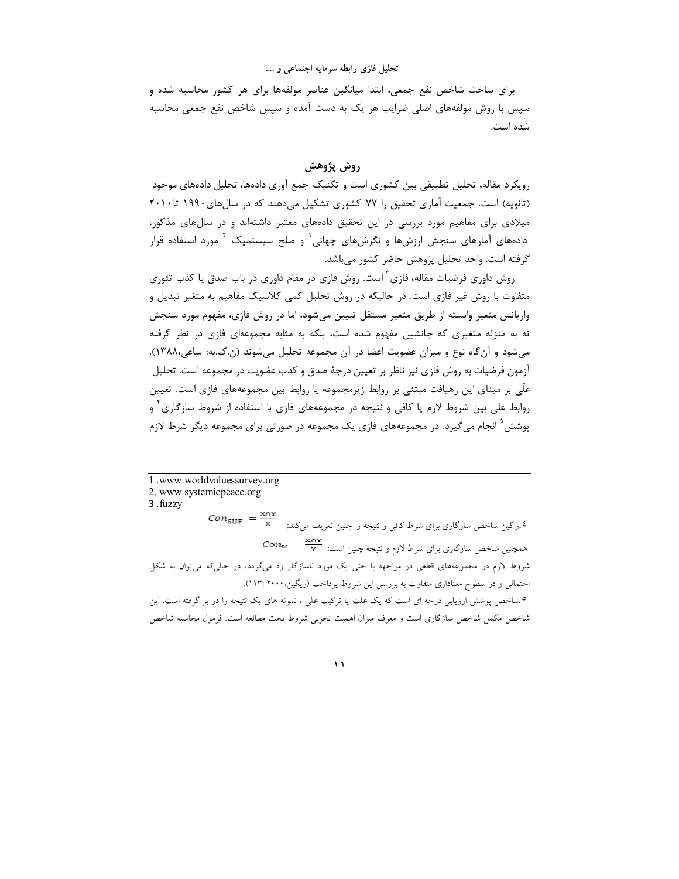برای ساخت شاخص نفع جمعی، ابتدا میانگین عناصر مولفه‌ها برای هر کشور محاسبه شده و سپس با روش مولفه‌های اصلی ضرایب هر یک به دست آمده و سپس شاخص نفع جمعی محاسبه شده است.

## روش پژوهش

رویکرد مقاله، تحلیل تطبیقی بین کشوری است و تکنیک جمع آوری داده‌ها، تحلیل داده‌های موجود (ثانویه) است. جمعیت آماری تحقیق را ۷۷ کشوری تشکیل می‌دهند که در سال‌های ۱۹۹۰ تا ۲۰۱۰ میلادی برای مفاهیم مورد بررسی در این تحقیق داده‌های معتبر داشته‌اند و در سال‌های مذکور، داده‌های آمارهای سنجش ارزش‌ها و نگرش‌های جهانی[1] و صلح سیستمیک [2] مورد استفاده قرار گرفته است. واحد تحلیل پژوهش حاضر کشور می‌باشد.

روش داوری فرضیات مقاله، فازی[3] است. روش فازی در مقام داوری در باب صدق یا کذب تئوری متفاوت با روش غیر فازی است. در حالیکه در روش تحلیل کمی کلاسیک مفاهیم به متغیر تبدیل و واریانس متغیر وابسته از طریق متغیر مستقل تبیین می‌شود، اما در روش فازی، مفهوم مورد سنجش نه به منزله متغیری که جانشین مفهوم شده است، بلکه به مثابه مجموعه‌ای فازی در نظر گرفته می‌شود و آن‌گاه نوع و میزان عضویت اعضا در آن مجموعه تحلیل می‌شوند (ن.ک.به: ساعی،۱۳۸۸). آزمون فرضیات به روش فازی نیز ناظر بر تعیین درجهٔ صدق و کذب عضویت در مجموعه است. تحلیل علّی بر مبنای این رهیافت مبتنی بر روابط زیرمجموعه یا روابط بین مجموعه‌های فازی است. تعیین روابط علی بین شروط لازم یا کافی و نتیجه در مجموعه‌های فازی با استفاده از شروط سازگاری[4] و پوشش[5] انجام می‌گیرد. در مجموعه‌های فازی یک مجموعه در صورتی برای مجموعه دیگر شرط لازم

---

1 .www.worldvaluessurvey.org

2. www.systemicpeace.org

3 .fuzzy

4.راگین شاخص سازگاری برای شرط کافی و نتیجه را چنین تعریف می‌کند: $Con_{SUF} = \frac{X \cap Y}{X}$

همچنین شاخص سازگاری برای شرط لازم و نتیجه چنین است: $Con_{N} = \frac{X \cap Y}{Y}$

شروط لازم در مجموعه‌های قطعی در مواجهه با حتی یک مورد ناسازگار رد می‌گردد، در حالی‌که می‌توان به شکل احتمالی و در سطوح معناداری متفاوت به بررسی این شروط پرداخت (ریگین،۲۰۰۰ :۱۱۳).

5.شاخص پوشش ارزیابی درجه ای است که یک علت یا ترکیب علی ، نمونه های یک نتیجه را در بر گرفته است. این شاخص مکمل شاخص سازگاری است و معرف میزان اهمیت تجربی شروط تحت مطالعه است. فرمول محاسبه شاخص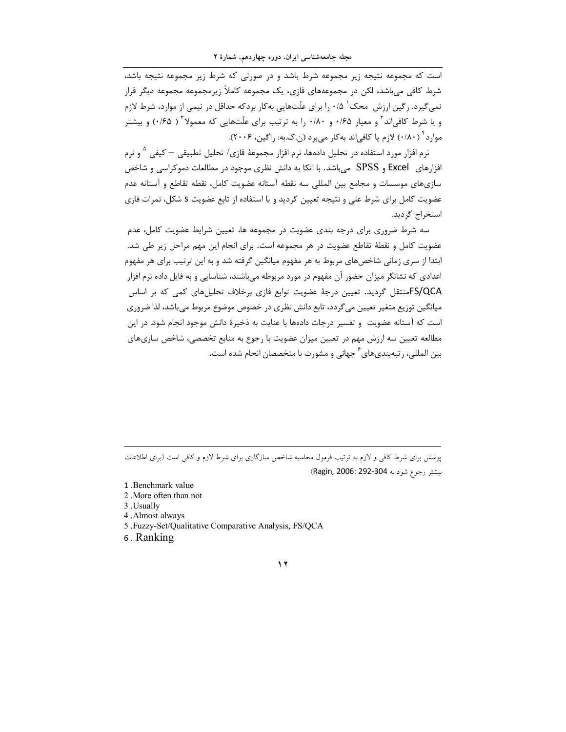است که مجموعه نتیجه زیر مجموعه شرط باشد و در صورتی که شرط زیر مجموعه نتیجه باشد، شرط کافی می‌باشد، لکن در مجموعه‌های فازی، یک مجموعه کاملاً زیرمجموعه مجموعه دیگر قرار نمی‌گیرد. رگین ارزش محک[1] ۰/۵ را برای علّت‌هایی به‌کار برد که حداقل در نیمی از موارد، شرط لازم و یا شرط کافی‌اند[2] و معیار ۰/۶۵ و ۰/۸۰ را به ترتیب برای علّت‌هایی که معمولا[3] ( ۰/۶۵) و بیشتر موارد[4] (۰/۸۰) لازم یا کافی‌اند به‌کار می‌برد (ن.ک.به: راگین، ۲۰۰۶).

نرم افزار مورد استفاده در تحلیل داده‌ها، نرم افزار مجموعهٔ فازی/ تحلیل تطبیقی – کیفی [5] و نرم افزارهای Excel و SPSS می‌باشد. با اتکا به دانش نظری موجود در مطالعات دموکراسی و شاخص سازی‌های موسسات و مجامع بین المللی سه نقطه آستانه عضویت کامل، نقطه تقاطع و آستانه عدم عضویت کامل برای شرط علی و نتیجه تعیین گردید و با استفاده از تابع عضویت s شکل، نمرات فازی استخراج گردید.

سه شرط ضروری برای درجه بندی عضویت در مجموعه ها، تعیین شرایط عضویت کامل، عدم عضویت کامل و نقطهٔ تقاطع عضویت در هر مجموعه است. برای انجام این مهم مراحل زیر طی شد. ابتدا از سری زمانی شاخص‌های مربوط به هر مفهوم میانگین گرفته شد و به این ترتیب برای هر مفهوم اعدادی که نشانگر میزان حضور آن مفهوم در مورد مربوطه می‌باشند، شناسایی و به فایل داده نرم افزار FS/QCAمنتقل گردید. تعیین درجهٔ عضویت توابع فازی برخلاف تحلیل‌های کمی که بر اساس میانگین توزیع متغیر تعیین می‌گردد، تابع دانش نظری در خصوص موضوع مربوط می‌باشد، لذا ضروری است که آستانه عضویت و تفسیر درجات داده‌ها با عنایت به ذخیرهٔ دانش موجود انجام شود. در این مطالعه تعیین سه ارزش مهم در تعیین میزان عضویت با رجوع به منابع تخصصی، شاخص سازی‌های بین المللی، رتبه‌بندی‌های[6] جهانی و مشورت با متخصصان انجام شده است.

---

پوشش برای شرط کافی و لازم به ترتیب فرمول محاسبه شاخص سازگاری برای شرط لازم و کافی است (برای اطلاعات بیشتر رجوع شود به Ragin, 2006: 292-304)

1 .Benchmark value
2 .More often than not
3 .Usually
4 .Almost always
5 .Fuzzy-Set/Qualitative Comparative Analysis, FS/QCA
6 . Ranking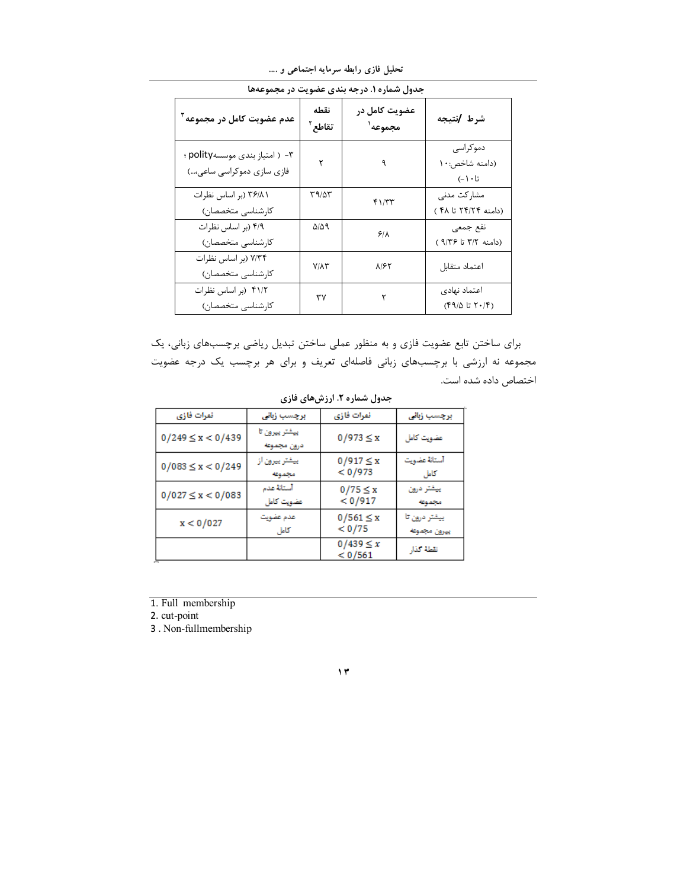**جدول شماره ۱. درجه بندی عضویت در مجموعه‌ها**

| شرط /نتیجه | عضویت کامل در مجموعه[1] | نقطه تقاطع[2] | عدم عضویت کامل در مجموعه[3] |
|---|---|---|---|
| دموکراسی (دامنه شاخص:۱۰ تا۱۰-) | ۹ | ۲ | ۳- ( امتیاز بندی موسسهpolity ؛ فازی سازی دموکراسی ساعی،...) |
| مشارکت مدنی (دامنه ۲۴/۲۴ تا ۴۸ ) | ۴۱/۳۳ | ۳۹/۵۳ | ۳۶/۸۱ (بر اساس نظرات کارشناسی متخصصان) |
| نفع جمعی (دامنه ۳/۲ تا ۹/۳۶ ) | ۶/۸ | ۵/۵۹ | ۴/۹ (بر اساس نظرات کارشناسی متخصصان) |
| اعتماد متقابل | ۸/۶۲ | ۷/۸۳ | ۷/۳۴ (بر اساس نظرات کارشناسی متخصصان) |
| اعتماد نهادی (۲۰/۴ تا ۴۹/۵) | ۲ | ۳۷ | ۴۱/۲ (بر اساس نظرات کارشناسی متخصصان) |

برای ساختن تابع عضویت فازی و به منظور عملی ساختن تبدیل ریاضی برچسب‌های زبانی، یک مجموعه نه ارزشی با برچسب‌های زبانی فاصله‌ای تعریف و برای هر برچسب یک درجه عضویت اختصاص داده شده است.

**جدول شماره ۲. ارزش‌های فازی**

| برچسب زبانی | نمرات فازی | برچسب زبانی | نمرات فازی |
|---|---|---|---|
| عضویت کامل | $0/973 \leq x$ | بیشتر بیرون تا درون مجموعه | $0/249 \leq x < 0/439$ |
| آستانهٔ عضویت کامل | $0/917 \leq x < 0/973$ | بیشتر بیرون از مجموعه | $0/083 \leq x < 0/249$ |
| بیشتر درون مجموعه | $0/75 \leq x < 0/917$ | آستانهٔ عدم عضویت کامل | $0/027 \leq x < 0/083$ |
| بیشتر درون تا بیرون مجموعه | $0/561 \leq x < 0/75$ | عدم عضویت کامل | $x < 0/027$ |
| نقطهٔ گذار | $0/439 \leq x < 0/561$ | | |

---

1. Full membership
2. cut-point
3 . Non-fullmembership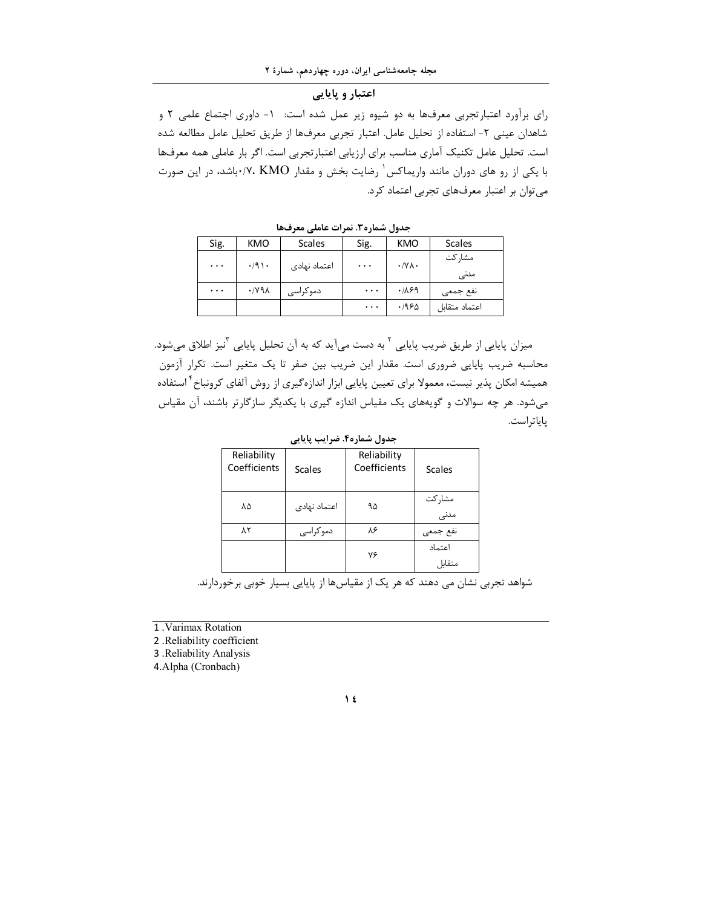## اعتبار و پایایی

رای برآورد اعتبارتجربی معرفها به دو شیوه زیر عمل شده است: ۱- داوری اجتماع علمی ۲ و شاهدان عینی ۲- استفاده از تحلیل عامل. اعتبار تجربی معرفها از طریق تحلیل عامل مطالعه شده است. تحلیل عامل تکنیک آماری مناسب برای ارزیابی اعتبارتجربی است. اگر بار عاملی همه معرفها با یکی از رو های دوران مانند واریماکس[1] رضایت بخش و مقدار KMO ،۰/۷باشد، در این صورت می‌توان بر اعتبار معرف‌های تجربی اعتماد کرد.

**جدول شماره۳. نمرات عاملی معرفها**

| Sig. | KMO | Scales | Sig. | KMO | Scales |
|---|---|---|---|---|---|
| ۰۰۰ | ۰/۹۱۰ | اعتماد نهادی | ۰۰۰ | ۰/۷۸۰ | مشارکت مدنی |
| ۰۰۰ | ۰/۷۹۸ | دموکراسی | ۰۰۰ | ۰/۸۶۹ | نفع جمعی |
| | | | ۰۰۰ | ۰/۹۶۵ | اعتماد متقابل |

میزان پایایی از طریق ضریب پایایی[2] به دست می‌آید که به آن تحلیل پایایی[3]نیز اطلاق می‌شود. محاسبه ضریب پایایی ضروری است. مقدار این ضریب بین صفر تا یک متغیر است. تکرار آزمون همیشه امکان پذیر نیست، معمولا برای تعیین پایایی ابزار اندازه‌گیری از روش آلفای کرونباخ[4] استفاده می‌شود. هر چه سوالات و گویه‌های یک مقیاس اندازه گیری با یکدیگر سازگارتر باشند، آن مقیاس پایاتراست.

**جدول شماره۴. ضرایب پایایی**

| Reliability Coefficients | Scales | Reliability Coefficients | Scales |
|---|---|---|---|
| ۸۵ | اعتماد نهادی | ۹۵ | مشارکت مدنی |
| ۸۲ | دموکراسی | ۸۶ | نفع جمعی |
| | | ۷۶ | اعتماد متقابل |

شواهد تجربی نشان می دهند که هر یک از مقیاس‌ها از پایایی بسیار خوبی برخوردارند.

---

1 .Varimax Rotation
2 .Reliability coefficient
3 .Reliability Analysis
4.Alpha (Cronbach)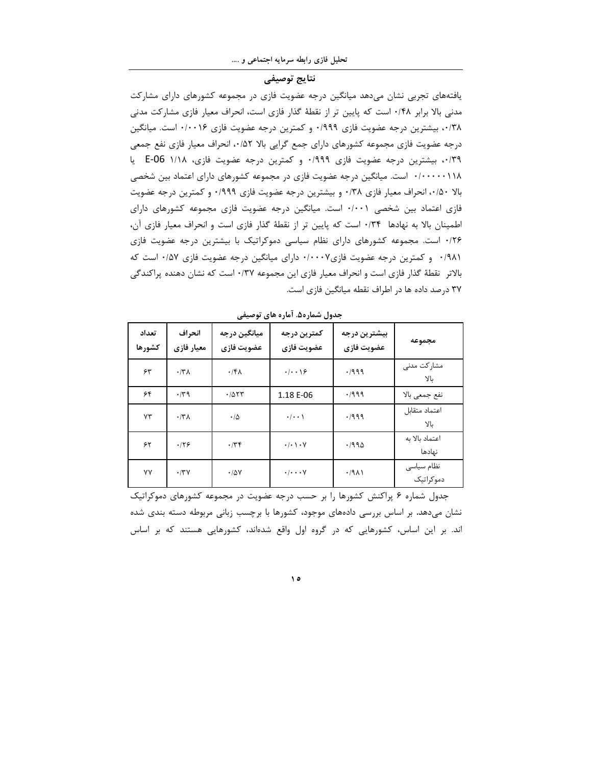## نتایج توصیفی

یافته‌های تجربی نشان می‌دهد میانگین درجه عضویت فازی در مجموعه کشورهای دارای مشارکت مدنی بالا برابر ۰/۴۸ است که پایین تر از نقطهٔ گذار فازی است، انحراف معیار فازی مشارکت مدنی ۰/۳۸، بیشترین درجه عضویت فازی ۰/۹۹۹ و کمترین درجه عضویت فازی ۰/۰۰۱۶ است. میانگین درجه عضویت فازی مجموعه کشورهای دارای جمع گرایی بالا ۰/۵۲، انحراف معیار فازی نفع جمعی ۰/۳۹، بیشترین درجه عضویت فازی ۰/۹۹۹ و کمترین درجه عضویت فازی، ۱/۱۸ E-06 یا ۰/۰۰۰۰۰۱۱۸ است. میانگین درجه عضویت فازی در مجموعه کشورهای دارای اعتماد بین شخصی بالا ۰/۵۰، انحراف معیار فازی ۰/۳۸ و بیشترین درجه عضویت فازی ۰/۹۹۹ و کمترین درجه عضویت فازی اعتماد بین شخصی ۰/۰۰۱ است. میانگین درجه عضویت فازی مجموعه کشورهای دارای اطمینان بالا به نهادها ۰/۳۴ است که پایین تر از نقطهٔ گذار فازی است و انحراف معیار فازی آن، ۰/۲۶ است. مجموعه کشورهای دارای نظام سیاسی دموکراتیک با بیشترین درجه عضویت فازی ۰/۹۸۱ و کمترین درجه عضویت فازی۰/۰۰۰۷ دارای میانگین درجه عضویت فازی ۰/۵۷ است که بالاتر نقطهٔ گذار فازی است و انحراف معیار فازی این مجموعه ۰/۳۷ است که نشان دهنده پراکندگی ۳۷ درصد داده ها در اطراف نقطه میانگین فازی است.

**جدول شماره۵. آماره های توصیفی**

| مجموعه | بیشترین درجه عضویت فازی | کمترین درجه عضویت فازی | میانگین درجه عضویت فازی | انحراف معیار فازی | تعداد کشورها |
|---|---|---|---|---|---|
| مشارکت مدنی بالا | ۰/۹۹۹ | ۰/۰۰۱۶ | ۰/۴۸ | ۰/۳۸ | ۶۳ |
| نفع جمعی بالا | ۰/۹۹۹ | 1.18 E-06 | ۰/۵۲۳ | ۰/۳۹ | ۶۴ |
| اعتماد متقابل بالا | ۰/۹۹۹ | ۰/۰۰۱ | ۰/۵ | ۰/۳۸ | ۷۳ |
| اعتماد بالا به نهادها | ۰/۹۹۵ | ۰/۰۱۰۷ | ۰/۳۴ | ۰/۲۶ | ۶۲ |
| نظام سیاسی دموکراتیک | ۰/۹۸۱ | ۰/۰۰۰۷ | ۰/۵۷ | ۰/۳۷ | ۷۷ |

جدول شماره ۶ پراکنش کشورها را بر حسب درجه عضویت در مجموعه کشورهای دموکراتیک نشان می‌دهد. بر اساس بررسی داده‌های موجود، کشورها با برچسب زبانی مربوطه دسته بندی شده اند. بر این اساس، کشورهایی که در گروه اول واقع شده‌اند، کشورهایی هستند که بر اساس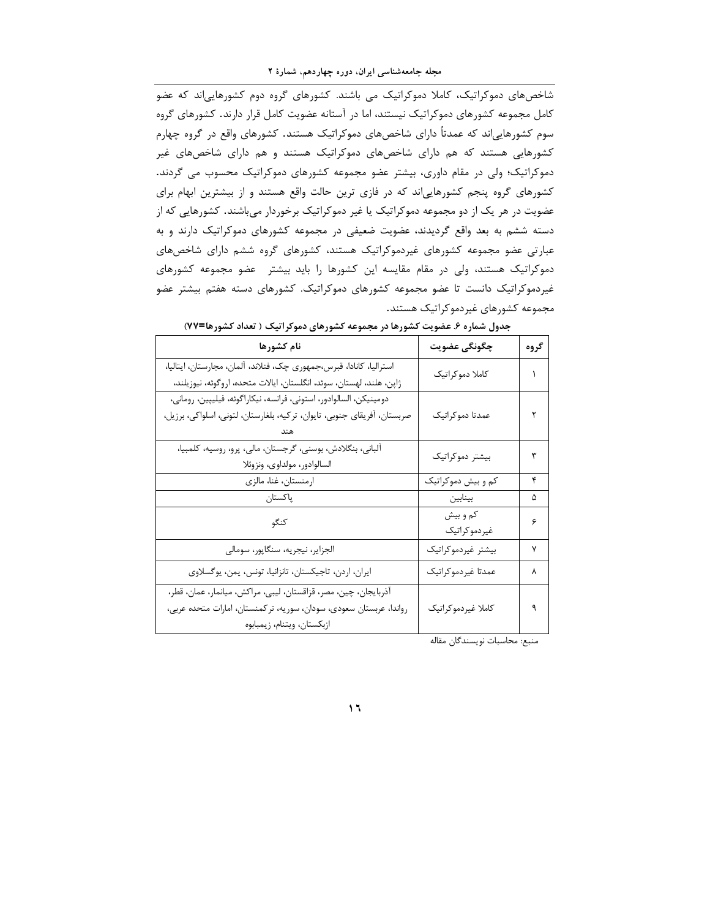شاخص‌های دموکراتیک، کاملا دموکراتیک می باشند. کشورهای گروه دوم کشورهایی‌اند که عضو کامل مجموعه کشورهای دموکراتیک نیستند، اما در آستانه عضویت کامل قرار دارند. کشورهای گروه سوم کشورهایی‌اند که عمدتاً دارای شاخص‌های دموکراتیک هستند. کشورهای واقع در گروه چهارم کشورهایی هستند که هم دارای شاخص‌های دموکراتیک هستند و هم دارای شاخص‌های غیر دموکراتیک؛ ولی در مقام داوری، بیشتر عضو مجموعه کشورهای دموکراتیک محسوب می گردند. کشورهای گروه پنجم کشورهایی‌اند که در فازی ترین حالت واقع هستند و از بیشترین ابهام برای عضویت در هر یک از دو مجموعه دموکراتیک یا غیر دموکراتیک برخوردار می‌باشند. کشورهایی که از دسته ششم به بعد واقع گردیدند، عضویت ضعیفی در مجموعه کشورهای دموکراتیک دارند و به عبارتی عضو مجموعه کشورهای غیردموکراتیک هستند، کشورهای گروه ششم دارای شاخص‌های دموکراتیک هستند، ولی در مقام مقایسه این کشورها را باید بیشتر عضو مجموعه کشورهای غیردموکراتیک دانست تا عضو مجموعه کشورهای دموکراتیک. کشورهای دسته هفتم بیشتر عضو مجموعه کشورهای غیردموکراتیک هستند.

**جدول شماره ۶. عضویت کشورها در مجموعه کشورهای دموکراتیک ( تعداد کشورها=۷۷)**

| گروه | چگونگی عضویت | نام کشورها |
|---|---|---|
| ۱ | کاملا دموکراتیک | استرالیا، کانادا، قبرس،جمهوری چک، فنلاند، آلمان، مجارستان، ایتالیا، ژاپن، هلند، لهستان، سوئد، انگلستان، ایالات متحده، اروگوئه، نیوزیلند، |
| ۲ | عمدتا دموکراتیک | دومینیکن، السالوادور، استونی، فرانسه، نیکاراگوئه، فیلیپین، رومانی، صربستان، آفریقای جنوبی، تایوان، ترکیه، بلغارستان، لتونی، اسلواکی، برزیل، هند |
| ۳ | بیشتر دموکراتیک | آلبانی، بنگلادش، بوسنی، گرجستان، مالی، پرو، روسیه، کلمبیا، السالوادور، مولداوی، ونزوئلا |
| ۴ | کم و بیش دموکراتیک | ارمنستان، غنا، مالزی |
| ۵ | بینابین | پاکستان |
| ۶ | کم و بیش غیردموکراتیک | کنگو |
| ۷ | بیشتر غیردموکراتیک | الجزایر، نیجریه، سنگاپور، سومالی |
| ۸ | عمدتا غیردموکراتیک | ایران، اردن، تاجیکستان، تانزانیا، تونس، یمن، یوگسلاوی |
| ۹ | کاملا غیردموکراتیک | آذربایجان، چین، مصر، قزاقستان، لیبی، مراکش، میانمار، عمان، قطر، رواندا، عربستان سعودی، سودان، سوریه، ترکمنستان، امارات متحده عربی، ازبکستان، ویتنام، زیمبابوه |

منبع: محاسبات نویسندگان مقاله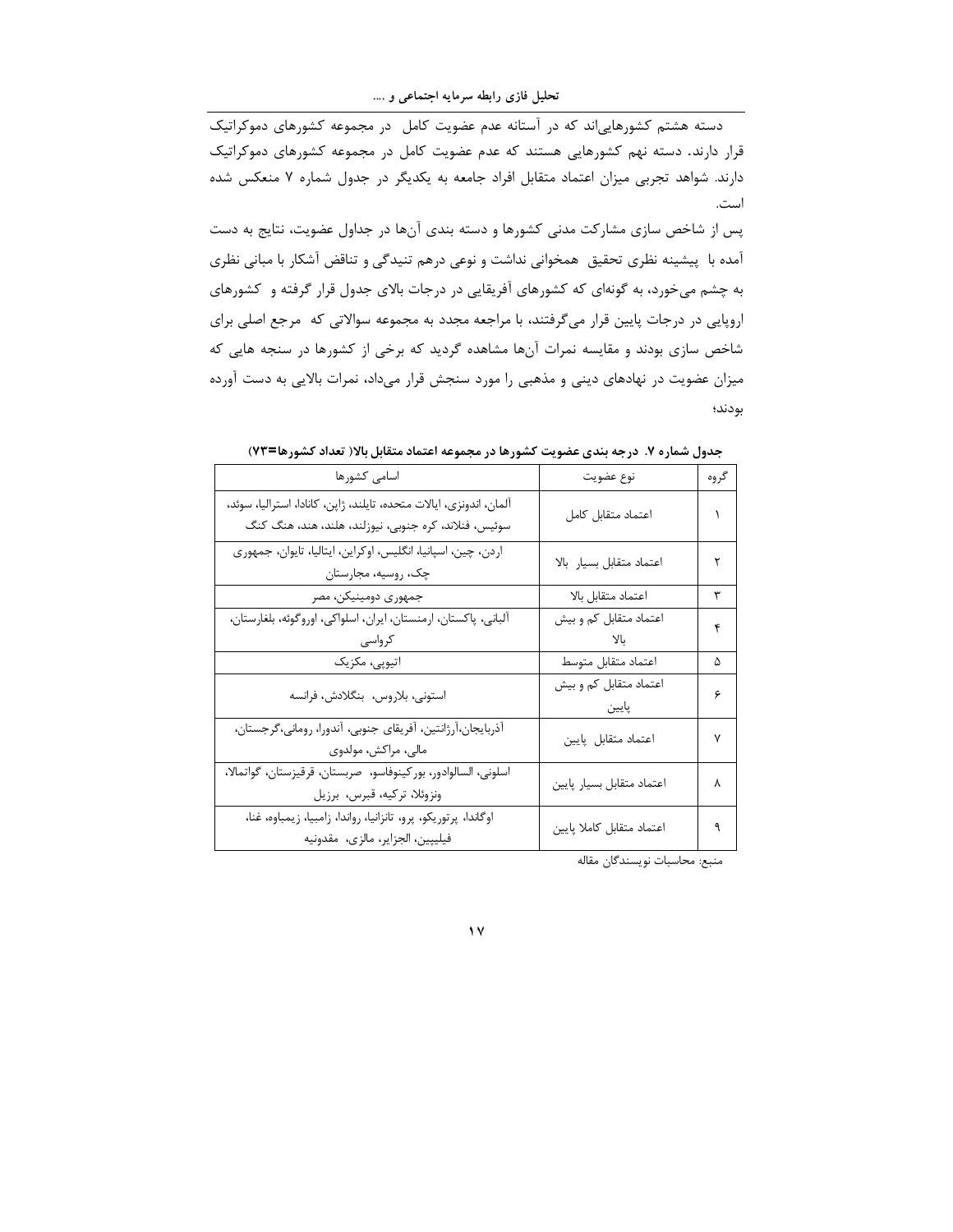دسته هشتم کشورهایی‌اند که در آستانه عدم عضویت کامل در مجموعه کشورهای دموکراتیک قرار دارند. دسته نهم کشورهایی هستند که عدم عضویت کامل در مجموعه کشورهای دموکراتیک دارند. شواهد تجربی میزان اعتماد متقابل افراد جامعه به یکدیگر در جدول شماره ۷ منعکس شده است.

پس از شاخص سازی مشارکت مدنی کشورها و دسته بندی آن‌ها در جداول عضویت، نتایج به دست آمده با پیشینه نظری تحقیق همخوانی نداشت و نوعی درهم تنیدگی و تناقض آشکار با مبانی نظری به چشم می‌خورد، به گونه‌ای که کشورهای آفریقایی در درجات بالای جدول قرار گرفته و کشورهای اروپایی در درجات پایین قرار می‌گرفتند، با مراجعه مجدد به مجموعه سوالاتی که مرجع اصلی برای شاخص سازی بودند و مقایسه نمرات آن‌ها مشاهده گردید که برخی از کشورها در سنجه هایی که میزان عضویت در نهادهای دینی و مذهبی را مورد سنجش قرار می‌داد، نمرات بالایی به دست آورده بودند؛

**جدول شماره ۷. درجه بندی عضویت کشورها در مجموعه اعتماد متقابل بالا( تعداد کشورها=۷۳)**

| گروه | نوع عضویت | اسامی کشورها |
|---|---|---|
| ۱ | اعتماد متقابل کامل | آلمان، اندونزی، ایالات متحده، تایلند، ژاپن، کانادا، استرالیا، سوئد، سوئیس، فنلاند، کره جنوبی، نیوزلند، هلند، هند، هنگ کنگ |
| ۲ | اعتماد متقابل بسیار بالا | اردن، چین، اسپانیا، انگلیس، اوکراین، ایتالیا، تایوان، جمهوری چک، روسیه، مجارستان |
| ۳ | اعتماد متقابل بالا | جمهوری دومینیکن، مصر |
| ۴ | اعتماد متقابل کم و بیش بالا | آلبانی، پاکستان، ارمنستان، ایران، اسلواکی، اوروگوئه، بلغارستان، کرواسی |
| ۵ | اعتماد متقابل متوسط | اتیوپی، مکزیک |
| ۶ | اعتماد متقابل کم و بیش پایین | استونی، بلاروس، بنگلادش، فرانسه |
| ۷ | اعتماد متقابل پایین | آذربایجان،آرژانتین، آفریقای جنوبی، آندورا، رومانی،گرجستان، مالی، مراکش، مولدوی |
| ۸ | اعتماد متقابل بسیار پایین | اسلونی، السالوادور، بورکینوفاسو، صربستان، قرقیزستان، گواتمالا، ونزوئلا، ترکیه، قبرس، برزیل |
| ۹ | اعتماد متقابل کاملا پایین | اوگاندا، پرتوریکو، پرو، تانزانیا، رواندا، زامبیا، زیمباوه، غنا، فیلیپین، الجزایر، مالزی، مقدونیه |

منبع: محاسبات نویسندگان مقاله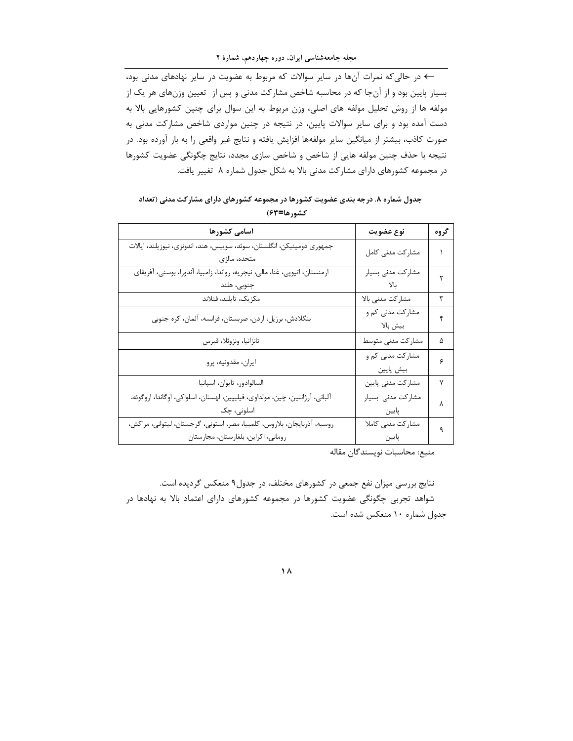← در حالی‌که نمرات آن‌ها در سایر سوالات که مربوط به عضویت در سایر نهادهای مدنی بود، بسیار پایین بود و از آن‌جا که در محاسبه شاخص مشارکت مدنی و پس از تعیین وزن‌های هر یک از مولفه ها از روش تحلیل مولفه های اصلی، وزن مربوط به این سوال برای چنین کشورهایی بالا به دست آمده بود و برای سایر سوالات پایین، در نتیجه در چنین مواردی شاخص مشارکت مدنی به صورت کاذب، بیشتر از میانگین سایر مولفه‌ها افزایش یافته و نتایج غیر واقعی را به بار آورده بود. در نتیجه با حذف چنین مولفه هایی از شاخص و شاخص سازی مجدد، نتایج چگونگی عضویت کشورها در مجموعه کشورهای دارای مشارکت مدنی بالا به شکل جدول شماره ۸ تغییر یافت.

**جدول شماره ۸. درجه بندی عضویت کشورها در مجموعه کشورهای دارای مشارکت مدنی (تعداد کشورها=۶۳)**

| گروه | نوع عضویت | اسامی کشورها |
|---|---|---|
| ۱ | مشارکت مدنی کامل | جمهوری دومینیکن، انگلستان، سوئد، سوییس، هند، اندونزی، نیوزیلند، ایالات متحده، مالزی |
| ۲ | مشارکت مدنی بسیار بالا | ارمنستان، اتیوپی، غنا، مالی، نیجریه، رواندا، زامبیا، آندورا، بوسنی، آفریقای جنوبی، هلند |
| ۳ | مشارکت مدنی بالا | مکزیک، تایلند، فنلاند |
| ۴ | مشارکت مدنی کم و بیش بالا | بنگلادش، برزیل، اردن، صربستان، فرانسه، آلمان، کره جنوبی |
| ۵ | مشارکت مدنی متوسط | تانزانیا، ونزوئلا، قبرس |
| ۶ | مشارکت مدنی کم و بیش پایین | ایران، مقدونیه، پرو |
| ۷ | مشارکت مدنی پایین | السالوادور، تایوان، اسپانیا |
| ۸ | مشارکت مدنی بسیار پایین | آلبانی، آرژانتین، چین، مولداوی، فیلیپین، لهستان، اسلواکی، اوگاندا، اروگوئه، اسلونی، چک |
| ۹ | مشارکت مدنی کاملا پایین | روسیه، آذربایجان، بلاروس، کلمبیا، مصر، استونی، گرجستان، لیتوانی، مراکش، رومانی، اکراین، بلغارستان، مجارستان |

منبع: محاسبات نویسندگان مقاله

نتایج بررسی میزان نفع جمعی در کشورهای مختلف، در جدول۹ منعکس گردیده است.

شواهد تجربی چگونگی عضویت کشورها در مجموعه کشورهای دارای اعتماد بالا به نهادها در جدول شماره ۱۰ منعکس شده است.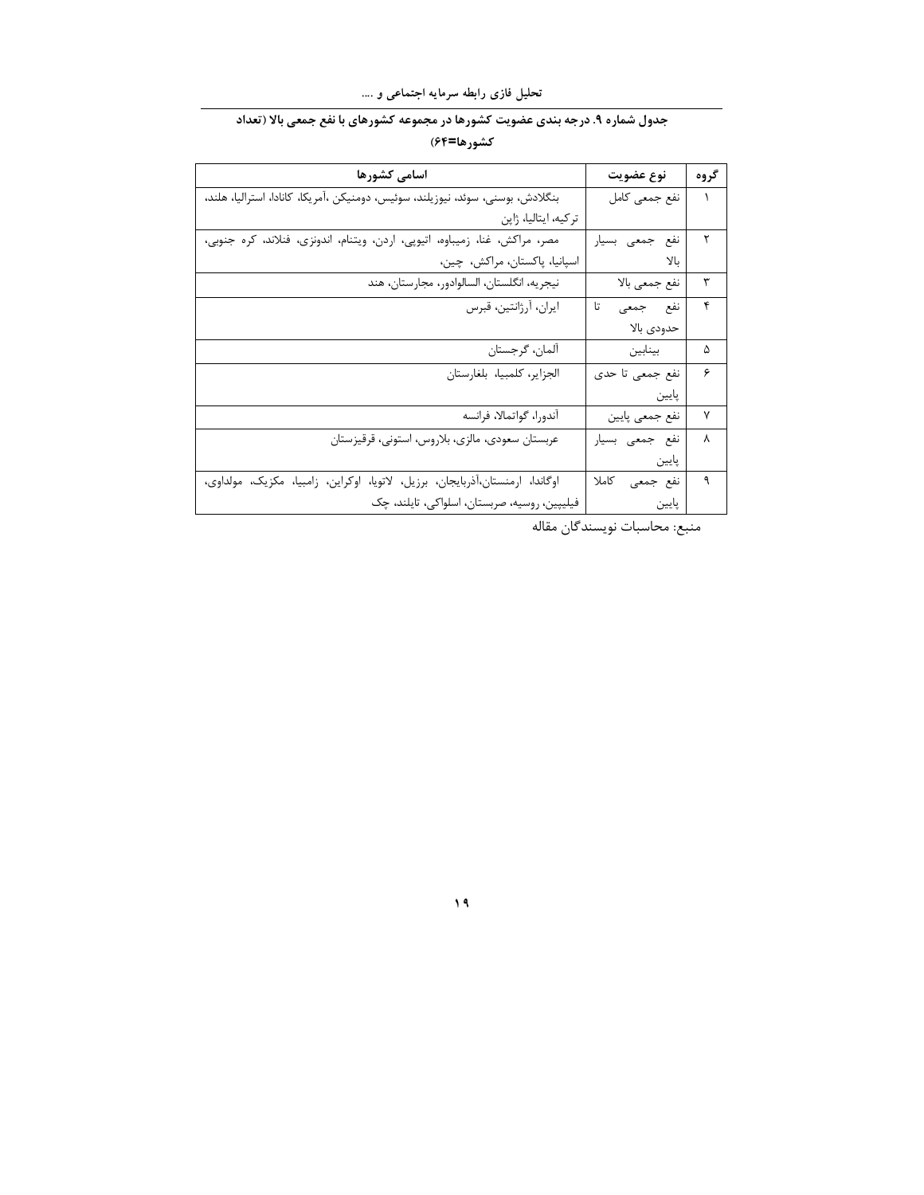**جدول شماره ۹. درجه بندی عضویت کشورها در مجموعه کشورهای با نفع جمعی بالا (تعداد کشورها=۶۴)**

| گروه | نوع عضویت | اسامی کشورها |
|---|---|---|
| ۱ | نفع جمعی کامل | بنگلادش، بوسنی، سوئد، نیوزیلند، سوئیس، دومنیکن ،آمریکا، کانادا، استرالیا، هلند، ترکیه، ایتالیا، ژاپن |
| ۲ | نفع جمعی بسیار بالا | مصر، مراکش، غنا، زمبباوه، اتیوپی، اردن، ویتنام، اندونزی، فنلاند، کره جنوبی، اسپانیا، پاکستان، مراکش، چین، |
| ۳ | نفع جمعی بالا | نیجریه، انگلستان، السالوادور، مجارستان، هند |
| ۴ | نفع جمعی تا حدودی بالا | ایران، آرژانتین، قبرس |
| ۵ | بینابین | آلمان، گرجستان |
| ۶ | نفع جمعی تا حدی پایین | الجزایر، کلمبیا، بلغارستان |
| ۷ | نفع جمعی پایین | آندورا، گواتمالا، فرانسه |
| ۸ | نفع جمعی بسیار پایین | عربستان سعودی، مالزی، بلاروس، استونی، قرقیزستان |
| ۹ | نفع جمعی کاملا پایین | اوگاندا، ارمنستان،آذربایجان، برزیل، لاتویا، اوکراین، زامبیا، مکزیک، مولداوی، فیلیپین، روسیه، صربستان، اسلواکی، تایلند، چک |

منبع: محاسبات نویسندگان مقاله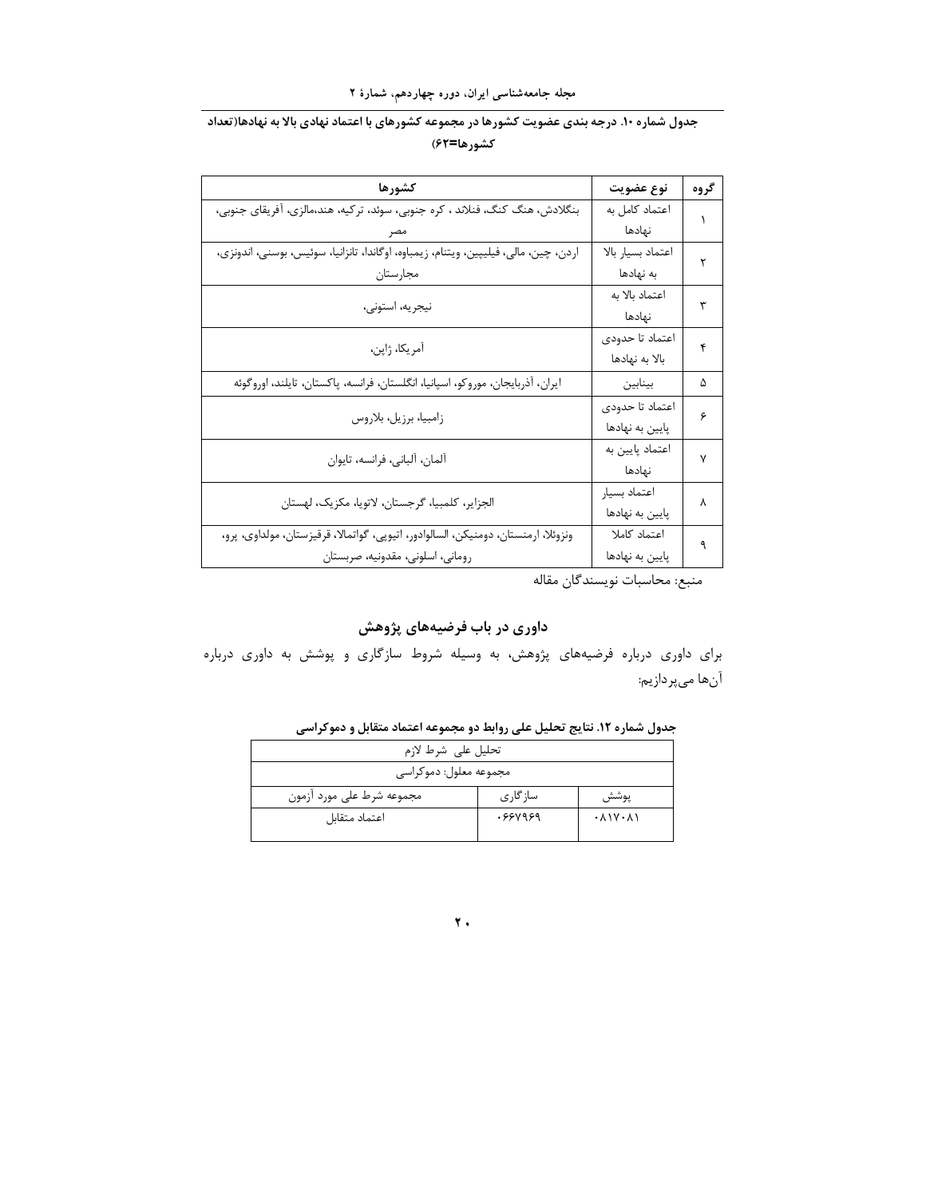**جدول شماره ۱۰. درجه بندی عضویت کشورها در مجموعه کشورهای با اعتماد نهادی بالا به نهادها(تعداد کشورها=۶۲)**

| گروه | نوع عضویت | کشورها |
|---|---|---|
| ۱ | اعتماد کامل به نهادها | بنگلادش، هنگ کنگ، فنلاند ، کره جنوبی، سوئد، ترکیه، هند،مالزی، آفریقای جنوبی، مصر |
| ۲ | اعتماد بسیار بالا به نهادها | اردن، چین، مالی، فیلیپین، ویتنام، زیمباوه، اوگاندا، تانزانیا، سوئیس، بوسنی، اندونزی، مجارستان |
| ۳ | اعتماد بالا به نهادها | نیجریه، استونی، |
| ۴ | اعتماد تا حدودی بالا به نهادها | آمریکا، ژاپن، |
| ۵ | بینابین | ایران، آذربایجان، موروکو، اسپانیا، انگلستان، فرانسه، پاکستان، تایلند، اوروگوئه |
| ۶ | اعتماد تا حدودی پایین به نهادها | زامبیا، برزیل، بلاروس |
| ۷ | اعتماد پایین به نهادها | آلمان، آلبانی، فرانسه، تایوان |
| ۸ | اعتماد بسیار پایین به نهادها | الجزایر، کلمبیا، گرجستان، لاتویا، مکزیک، لهستان |
| ۹ | اعتماد کاملا پایین به نهادها | ونزوئلا، ارمنستان، دومنیکن، السالوادور، اتیوپی، گواتمالا، قرقیزستان، مولداوی، پرو، رومانی، اسلونی، مقدونیه، صربستان |

منبع: محاسبات نویسندگان مقاله

## داوری در باب فرضیه‌های پژوهش

برای داوری درباره فرضیه‌های پژوهش، به وسیله شروط سازگاری و پوشش به داوری درباره آن‌ها می‌پردازیم:

**جدول شماره ۱۲. نتایج تحلیل علی روابط دو مجموعه اعتماد متقابل و دموکراسی**

| تحلیل علی شرط لازم | | |
|---|---|---|
| مجموعه معلول: دموکراسی | | |
| مجموعه شرط علی مورد آزمون | سازگاری | پوشش |
| اعتماد متقابل | ۰.۶۶۷۹۶۹ | ۰.۸۱۷۰۸۱ |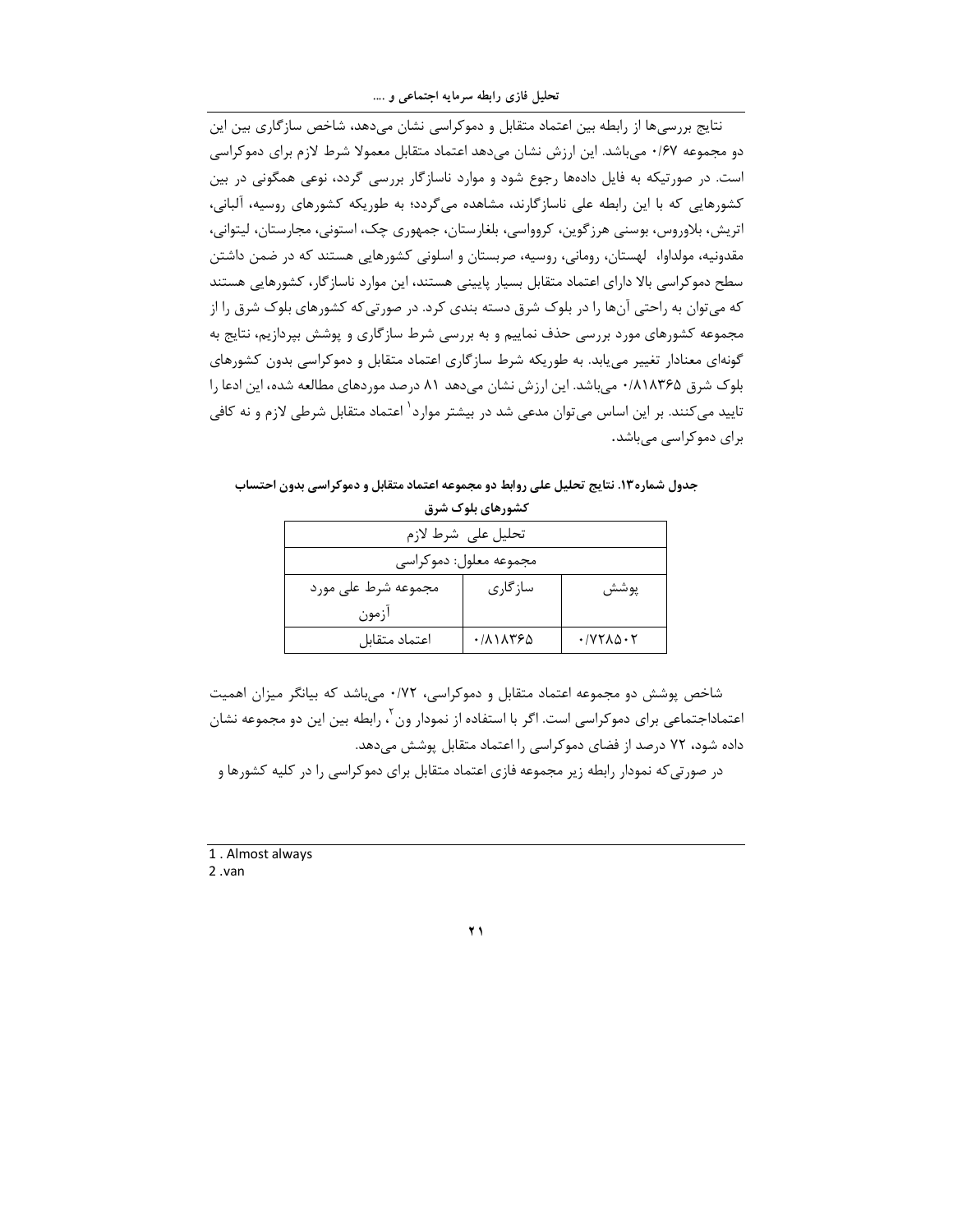نتایج بررسی‌ها از رابطه بین اعتماد متقابل و دموکراسی نشان می‌دهد، شاخص سازگاری بین این دو مجموعه ۰/۶۷ می‌باشد. این ارزش نشان می‌دهد اعتماد متقابل معمولا شرط لازم برای دموکراسی است. در صورتیکه به فایل داده‌ها رجوع شود و موارد ناسازگار بررسی گردد، نوعی همگونی در بین کشورهایی که با این رابطه علی ناسازگارند، مشاهده می‌گردد؛ به طوریکه کشورهای روسیه، آلبانی، اتریش، بلاروس، بوسنی هرزگوین، کرووسی، بلغارستان، جمهوری چک، استونی، مجارستان، لیتوانی، مقدونیه، مولداوا، لهستان، رومانی، روسیه، صربستان و اسلونی کشورهایی هستند که در ضمن داشتن سطح دموکراسی بالا دارای اعتماد متقابل بسیار پایینی هستند، این موارد ناسازگار، کشورهایی هستند که می‌توان به راحتی آن‌ها را در بلوک شرق دسته بندی کرد. در صورتی‌که کشورهای بلوک شرق را از مجموعه کشورهای مورد بررسی حذف نماییم و به بررسی شرط سازگاری و پوشش بپردازیم، نتایج به گونه‌ای معنادار تغییر می‌یابد. به طوریکه شرط سازگاری اعتماد متقابل و دموکراسی بدون کشورهای بلوک شرق ۰/۸۱۸۳۶۵ می‌باشد. این ارزش نشان می‌دهد ۸۱ درصد موردهای مطالعه شده، این ادعا را تایید می‌کنند. بر این اساس می‌توان مدعی شد در بیشتر موارد[1] اعتماد متقابل شرطی لازم و نه کافی برای دموکراسی می‌باشد.

**جدول شماره۱۳. نتایج تحلیل علی روابط دو مجموعه اعتماد متقابل و دموکراسی بدون احتساب کشورهای بلوک شرق**

| تحلیل علی شرط لازم | | |
|---|---|---|
| مجموعه معلول: دموکراسی | | |
| مجموعه شرط علی مورد آزمون | سازگاری | پوشش |
| اعتماد متقابل | ۰/۸۱۸۳۶۵ | ۰/۷۲۸۵۰۲ |

شاخص پوشش دو مجموعه اعتماد متقابل و دموکراسی، ۰/۷۲ می‌باشد که بیانگر میزان اهمیت اعتماداجتماعی برای دموکراسی است. اگر با استفاده از نمودار ون[2]، رابطه بین این دو مجموعه نشان داده شود، ۷۲ درصد از فضای دموکراسی را اعتماد متقابل پوشش می‌دهد.

در صورتی‌که نمودار رابطه زیر مجموعه فازی اعتماد متقابل برای دموکراسی را در کلیه کشورها و

---

1 . Almost always

2 .van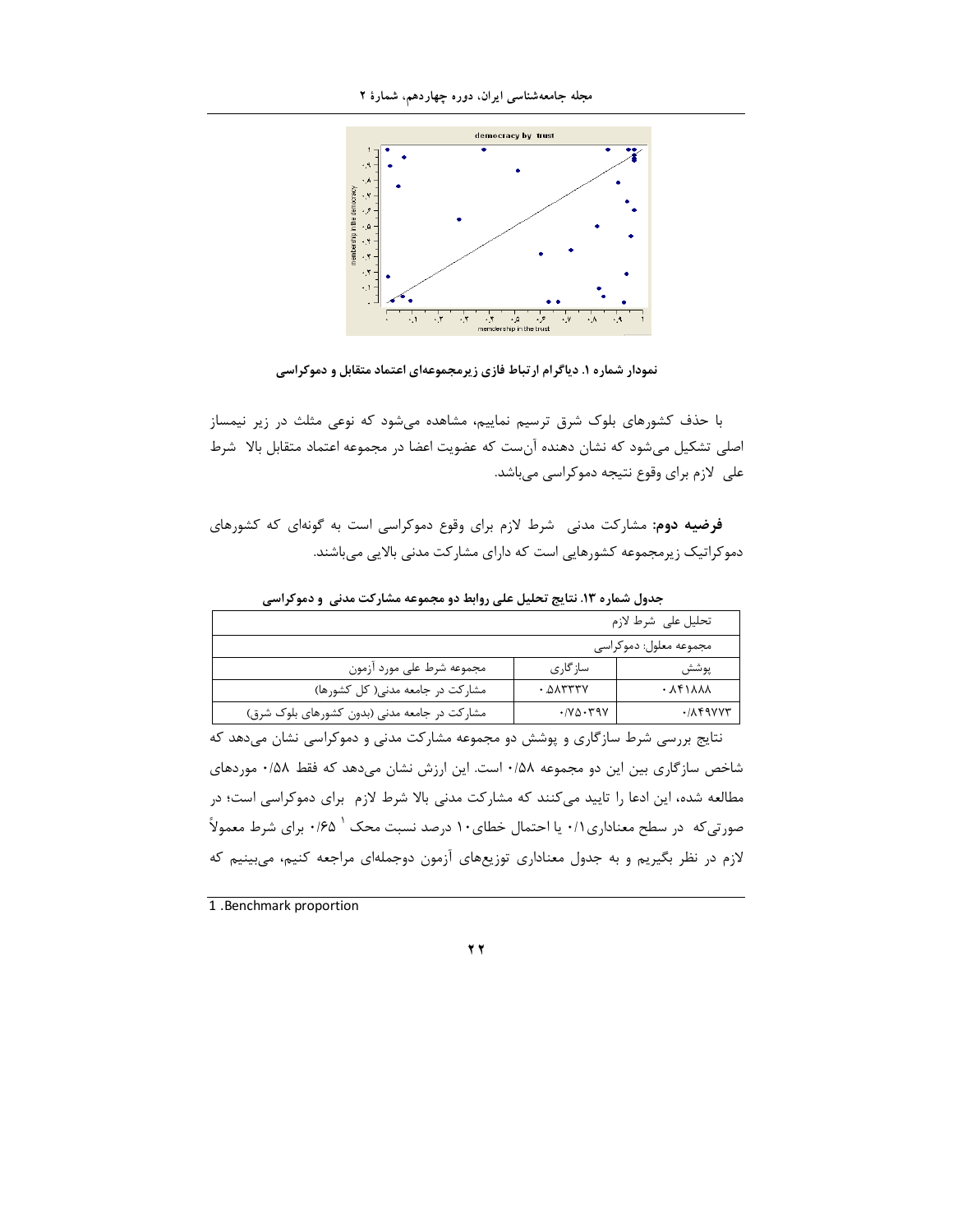نمودار شماره ۱. دیاگرام ارتباط فازی زیرمجموعه‌ای اعتماد متقابل و دموکراسی

با حذف کشورهای بلوک شرق ترسیم نماییم، مشاهده می‌شود که نوعی مثلث در زیر نیمساز اصلی تشکیل می‌شود که نشان دهنده آن‌ست که عضویت اعضا در مجموعه اعتماد متقابل بالا شرط علی لازم برای وقوع نتیجه دموکراسی می‌باشد.

**فرضیه دوم:** مشارکت مدنی شرط لازم برای وقوع دموکراسی است به گونه‌ای که کشورهای دموکراتیک زیرمجموعه کشورهایی است که دارای مشارکت مدنی بالایی می‌باشند.

**جدول شماره ۱۳. نتایج تحلیل علی روابط دو مجموعه مشارکت مدنی و دموکراسی**

| تحلیل علی شرط لازم | | |
|---|---|---|
| مجموعه معلول: دموکراسی | | |
| مجموعه شرط علی مورد آزمون | سازگاری | پوشش |
| مشارکت در جامعه مدنی( کل کشورها) | ۰.۵۸۳۳۳۷ | ۰.۸۴۱۸۸۸ |
| مشارکت در جامعه مدنی (بدون کشورهای بلوک شرق) | ۰/۷۵۰۳۹۷ | ۰/۸۴۹۷۷۳ |

نتایج بررسی شرط سازگاری و پوشش دو مجموعه مشارکت مدنی و دموکراسی نشان می‌دهد که شاخص سازگاری بین این دو مجموعه ۰/۵۸ است. این ارزش نشان می‌دهد که فقط ۰/۵۸ موردهای مطالعه شده، این ادعا را تایید می‌کنند که مشارکت مدنی بالا شرط لازم برای دموکراسی است؛ در صورتی‌که در سطح معناداری ۰/۱ یا احتمال خطای ۱۰ درصد نسبت محک [1] ۰/۶۵ برای شرط معمولاً لازم در نظر بگیریم و به جدول معناداری توزیع‌های آزمون دوجمله‌ای مراجعه کنیم، می‌بینیم که

1 .Benchmark proportion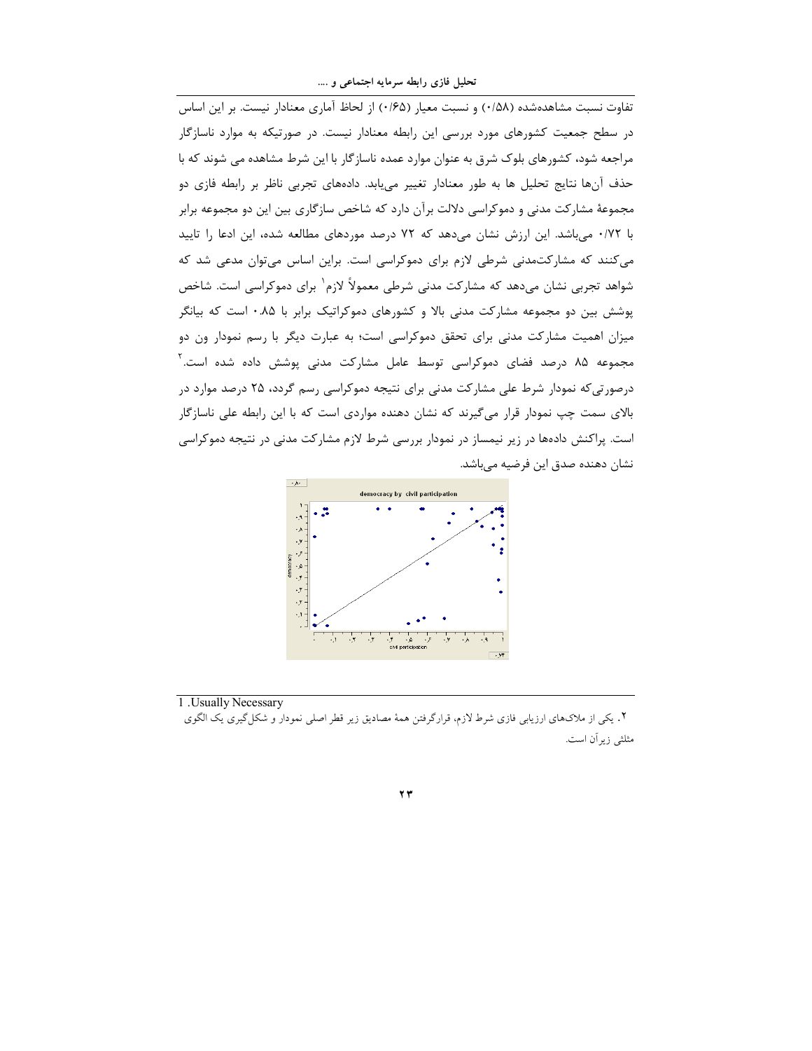تفاوت نسبت مشاهده‌شده (۰/۵۸) و نسبت معیار (۰/۶۵) از لحاظ آماری معنادار نیست. بر این اساس در سطح جمعیت کشورهای مورد بررسی این رابطه معنادار نیست. در صورتیکه به موارد ناسازگار مراجعه شود، کشورهای بلوک شرق به عنوان موارد عمده ناسازگار با این شرط مشاهده می شوند که با حذف آن‌ها نتایج تحلیل ها به طور معنادار تغییر می‌یابد. داده‌های تجربی ناظر بر رابطه فازی دو مجموعهٔ مشارکت مدنی و دموکراسی دلالت برآن دارد که شاخص سازگاری بین این دو مجموعه برابر با ۰/۷۲ می‌باشد. این ارزش نشان می‌دهد که ۷۲ درصد موردهای مطالعه شده، این ادعا را تایید می‌کنند که مشارکت‌مدنی شرطی لازم برای دموکراسی است. براین اساس می‌توان مدعی شد که شواهد تجربی نشان می‌دهد که مشارکت مدنی شرطی معمولاً لازم[1] برای دموکراسی است. شاخص پوشش بین دو مجموعه مشارکت مدنی بالا و کشورهای دموکراتیک برابر با ۰.۸۵ است که بیانگر میزان اهمیت مشارکت مدنی برای تحقق دموکراسی است؛ به عبارت دیگر با رسم نمودار ون دو مجموعه ۸۵ درصد فضای دموکراسی توسط عامل مشارکت مدنی پوشش داده شده است.[2] درصورتی‌که نمودار شرط علی مشارکت مدنی برای نتیجه دموکراسی رسم گردد، ۲۵ درصد موارد در بالای سمت چپ نمودار قرار می‌گیرند که نشان دهنده مواردی است که با این رابطه علی ناسازگار است. پراکنش داده‌ها در زیر نیمساز در نمودار بررسی شرط لازم مشارکت مدنی در نتیجه دموکراسی نشان دهنده صدق این فرضیه می‌باشد.

---

1 .Usually Necessary

۲. یکی از ملاک‌های ارزیابی فازی شرط لازم، قرارگرفتن همهٔ مصادیق زیر قطر اصلی نمودار و شکل‌گیری یک الگوی مثلثی زیرآن است.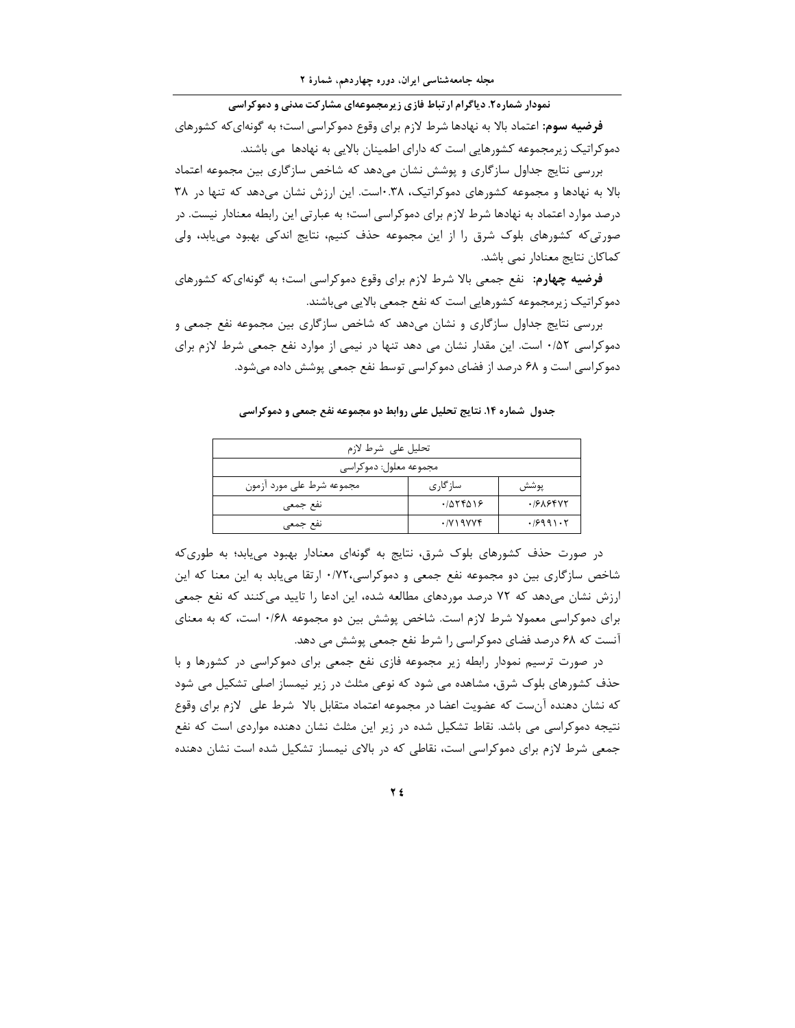**نمودار شماره۲. دیاگرام ارتباط فازی زیرمجموعه‌ای مشارکت مدنی و دموکراسی**

**فرضیه سوم:** اعتماد بالا به نهادها شرط لازم برای وقوع دموکراسی است؛ به گونه‌ای‌که کشورهای دموکراتیک زیرمجموعه کشورهایی است که دارای اطمینان بالایی به نهادها می باشند.

بررسی نتایج جداول سازگاری و پوشش نشان می‌دهد که شاخص سازگاری بین مجموعه اعتماد بالا به نهادها و مجموعه کشورهای دموکراتیک، ۰.۳۸است. این ارزش نشان می‌دهد که تنها در ۳۸ درصد موارد اعتماد به نهادها شرط لازم برای دموکراسی است؛ به عبارتی این رابطه معنادار نیست. در صورتی‌که کشورهای بلوک شرق را از این مجموعه حذف کنیم، نتایج اندکی بهبود می‌یابد، ولی کماکان نتایج معنادار نمی باشد.

**فرضیه چهارم:** نفع جمعی بالا شرط لازم برای وقوع دموکراسی است؛ به گونه‌ای‌که کشورهای دموکراتیک زیرمجموعه کشورهایی است که نفع جمعی بالایی می‌باشند.

بررسی نتایج جداول سازگاری و نشان می‌دهد که شاخص سازگاری بین مجموعه نفع جمعی و دموکراسی ۰/۵۲ است. این مقدار نشان می دهد تنها در نیمی از موارد نفع جمعی شرط لازم برای دموکراسی است و ۶۸ درصد از فضای دموکراسی توسط نفع جمعی پوشش داده می‌شود.

**جدول شماره ۱۴. نتایج تحلیل علی روابط دو مجموعه نفع جمعی و دموکراسی**

| تحلیل علی شرط لازم | | |
|---|---|---|
| مجموعه معلول: دموکراسی | | |
| مجموعه شرط علی مورد آزمون | سازگاری | پوشش |
| نفع جمعی | ۰/۵۲۴۵۱۶ | ۰/۶۸۶۴۷۲ |
| نفع جمعی | ۰/۷۱۹۷۷۴ | ۰/۶۹۹۱۰۲ |

در صورت حذف کشورهای بلوک شرق، نتایج به گونه‌ای معنادار بهبود می‌یابد؛ به طوری‌که شاخص سازگاری بین دو مجموعه نفع جمعی و دموکراسی،۰/۷۲ ارتقا می‌یابد به این معنا که این ارزش نشان می‌دهد که ۷۲ درصد موردهای مطالعه شده، این ادعا را تایید می‌کنند که نفع جمعی برای دموکراسی معمولا شرط لازم است. شاخص پوشش بین دو مجموعه ۰/۶۸ است، که به معنای آنست که ۶۸ درصد فضای دموکراسی را شرط نفع جمعی پوشش می دهد.

در صورت ترسیم نمودار رابطه زیر مجموعه فازی نفع جمعی برای دموکراسی در کشورها و با حذف کشورهای بلوک شرق، مشاهده می شود که نوعی مثلث در زیر نیمساز اصلی تشکیل می شود که نشان دهنده آن‌ست که عضویت اعضا در مجموعه اعتماد متقابل بالا شرط علی لازم برای وقوع نتیجه دموکراسی می باشد. نقاط تشکیل شده در زیر این مثلث نشان دهنده مواردی است که نفع جمعی شرط لازم برای دموکراسی است، نقاطی که در بالای نیمساز تشکیل شده است نشان دهنده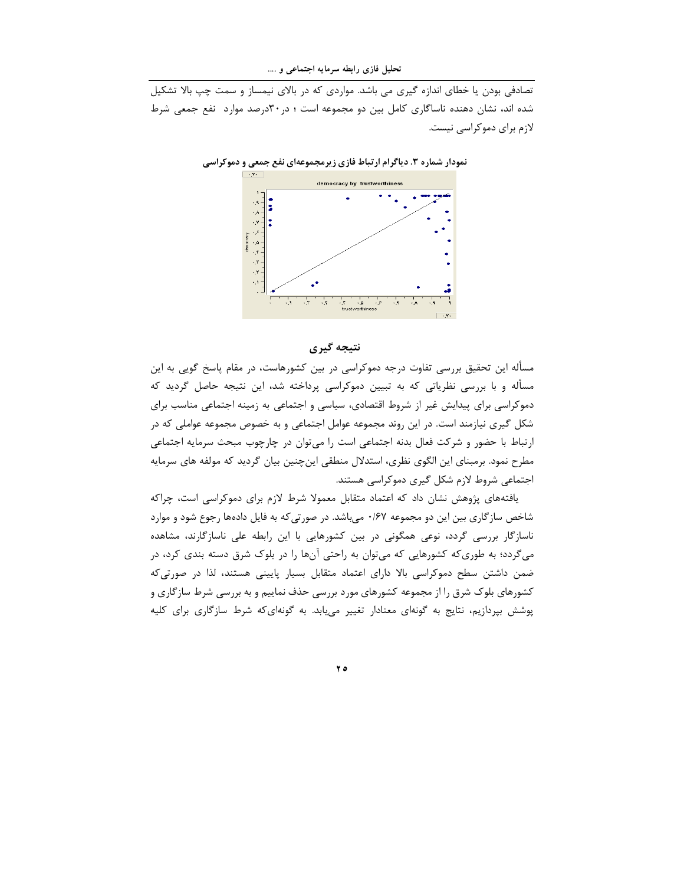تصادفی بودن یا خطای اندازه گیری می باشد. مواردی که در بالای نیمساز و سمت چپ بالا تشکیل شده اند، نشان دهنده ناساگاری کامل بین دو مجموعه است ؛ در۳۰درصد موارد نفع جمعی شرط لازم برای دموکراسی نیست.

**نمودار شماره ۳. دیاگرام ارتباط فازی زیرمجموعه‌ای نفع جمعی و دموکراسی**

## نتیجه گیری

مسأله این تحقیق بررسی تفاوت درجه دموکراسی در بین کشورهاست، در مقام پاسخ گویی به این مسأله و با بررسی نظریاتی که به تبیین دموکراسی پرداخته شد، این نتیجه حاصل گردید که دموکراسی برای پیدایش غیر از شروط اقتصادی، سیاسی و اجتماعی به زمینه اجتماعی مناسب برای شکل گیری نیازمند است. در این روند مجموعه عوامل اجتماعی و به خصوص مجموعه عواملی که در ارتباط با حضور و شرکت فعال بدنه اجتماعی است را می‌توان در چارچوب مبحث سرمایه اجتماعی مطرح نمود. برمبنای این الگوی نظری، استدلال منطقی این‌چنین بیان گردید که مولفه های سرمایه اجتماعی شروط لازم شکل گیری دموکراسی هستند.

یافته‌های پژوهش نشان داد که اعتماد متقابل معمولا شرط لازم برای دموکراسی است، چراکه شاخص سازگاری بین این دو مجموعه ۰/۶۷ می‌باشد. در صورتی‌که به فایل داده‌ها رجوع شود و موارد ناسازگار بررسی گردد، نوعی همگونی در بین کشورهایی با این رابطه علی ناسازگارند، مشاهده می‌گردد؛ به طوری‌که کشورهایی که می‌توان به راحتی آن‌ها را در بلوک شرق دسته بندی کرد، در ضمن داشتن سطح دموکراسی بالا دارای اعتماد متقابل بسیار پایینی هستند، لذا در صورتی‌که کشورهای بلوک شرق را از مجموعه کشورهای مورد بررسی حذف نماییم و به بررسی شرط سازگاری و پوشش بپردازیم، نتایج به گونه‌ای معنادار تغییر می‌یابد. به گونه‌ای‌که شرط سازگاری برای کلیه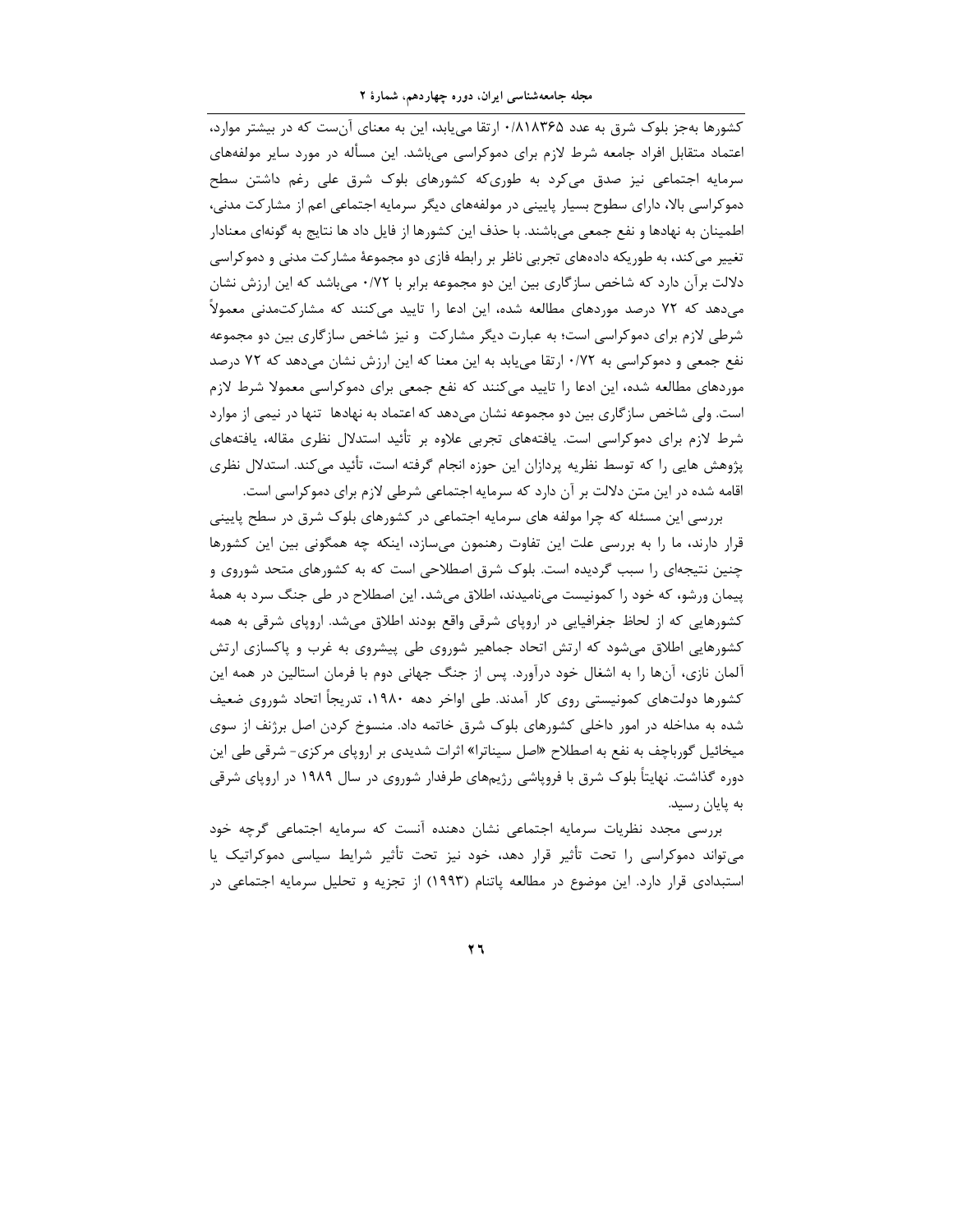کشورها به‌جز بلوک شرق به عدد ۰/۸۱۸۳۶۵ ارتقا می‌یابد، این به معنای آن‌ست که در بیشتر موارد، اعتماد متقابل افراد جامعه شرط لازم برای دموکراسی می‌باشد. این مسأله در مورد سایر مولفه‌های سرمایه اجتماعی نیز صدق می‌کرد به طوری‌که کشورهای بلوک شرق علی رغم داشتن سطح دموکراسی بالا، دارای سطوح بسیار پایینی در مولفه‌های دیگر سرمایه اجتماعی اعم از مشارکت مدنی، اطمینان به نهادها و نفع جمعی می‌باشند. با حذف این کشورها از فایل داد ها نتایج به گونه‌ای معنادار تغییر می‌کند، به طوریکه داده‌های تجربی ناظر بر رابطه فازی دو مجموعهٔ مشارکت مدنی و دموکراسی دلالت برآن دارد که شاخص سازگاری بین این دو مجموعه برابر با ۰/۷۲ می‌باشد که این ارزش نشان می‌دهد که ۷۲ درصد موردهای مطالعه شده، این ادعا را تایید می‌کنند که مشارکت‌مدنی معمولاً شرطی لازم برای دموکراسی است؛ به عبارت دیگر مشارکت و نیز شاخص سازگاری بین دو مجموعه نفع جمعی و دموکراسی به ۰/۷۲ ارتقا می‌یابد به این معنا که این ارزش نشان می‌دهد که ۷۲ درصد موردهای مطالعه شده، این ادعا را تایید می‌کنند که نفع جمعی برای دموکراسی معمولا شرط لازم است. ولی شاخص سازگاری بین دو مجموعه نشان می‌دهد که اعتماد به نهادها تنها در نیمی از موارد شرط لازم برای دموکراسی است. یافته‌های تجربی علاوه بر تأئید استدلال نظری مقاله، یافته‌های پژوهش هایی را که توسط نظریه پردازان این حوزه انجام گرفته است، تأئید می‌کند. استدلال نظری اقامه شده در این متن دلالت بر آن دارد که سرمایه اجتماعی شرطی لازم برای دموکراسی است.

بررسی این مسئله که چرا مولفه های سرمایه اجتماعی در کشورهای بلوک شرق در سطح پایینی قرار دارند، ما را به بررسی علت این تفاوت رهنمون می‌سازد، اینکه چه همگونی بین این کشورها چنین نتیجه‌ای را سبب گردیده است. بلوک شرق اصطلاحی است که به کشورهای متحد شوروی و پیمان ورشو، که خود را کمونیست می‌نامیدند، اطلاق می‌شد. این اصطلاح در طی جنگ سرد به همهٔ کشورهایی که از لحاظ جغرافیایی در اروپای شرقی واقع بودند اطلاق می‌شد. اروپای شرقی به همه کشورهایی اطلاق می‌شود که ارتش اتحاد جماهیر شوروی طی پیشروی به غرب و پاکسازی ارتش آلمان نازی، آن‌ها را به اشغال خود درآورد. پس از جنگ جهانی دوم با فرمان استالین در همه این کشورها دولت‌های کمونیستی روی کار آمدند. طی اواخر دهه ۱۹۸۰، تدریجاً اتحاد شوروی ضعیف شده به مداخله در امور داخلی کشورهای بلوک شرق خاتمه داد. منسوخ کردن اصل برژنف از سوی میخائیل گورباچف به نفع به اصطلاح «اصل سیناترا» اثرات شدیدی بر اروپای مرکزی- شرقی طی این دوره گذاشت. نهایتاً بلوک شرق با فروپاشی رژیم‌های طرفدار شوروی در سال ۱۹۸۹ در اروپای شرقی به پایان رسید.

بررسی مجدد نظریات سرمایه اجتماعی نشان دهنده آنست که سرمایه اجتماعی گرچه خود می‌تواند دموکراسی را تحت تأثیر قرار دهد، خود نیز تحت تأثیر شرایط سیاسی دموکراتیک یا استبدادی قرار دارد. این موضوع در مطالعه پاتنام (۱۹۹۳) از تجزیه و تحلیل سرمایه اجتماعی در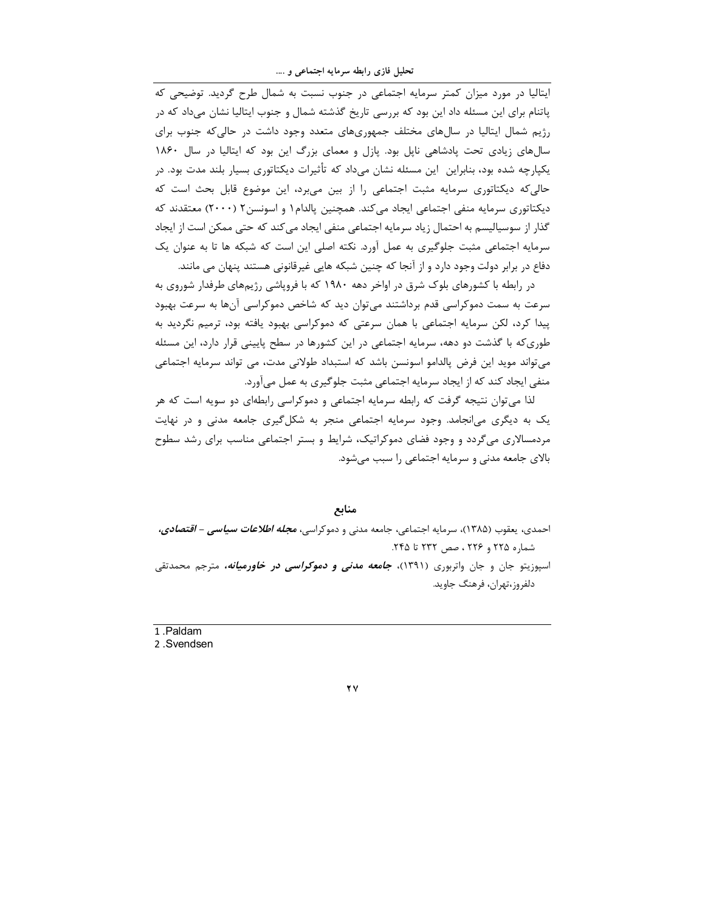ایتالیا در مورد میزان کمتر سرمایه اجتماعی در جنوب نسبت به شمال طرح گردید. توضیحی که پاتنام برای این مسئله داد این بود که بررسی تاریخ گذشته شمال و جنوب ایتالیا نشان می‌داد که در رژیم شمال ایتالیا در سال‌های مختلف جمهوری‌های متعدد وجود داشت در حالی‌که جنوب برای سال‌های زیادی تحت پادشاهی ناپل بود. پازل و معمای بزرگ این بود که ایتالیا در سال ۱۸۶۰ یکپارچه شده بود، بنابراین این مسئله نشان می‌داد که تأثیرات دیکتاتوری بسیار بلند مدت بود. در حالی‌که دیکتاتوری سرمایه مثبت اجتماعی را از بین می‌برد، این موضوع قابل بحث است که دیکتاتوری سرمایه منفی اجتماعی ایجاد می‌کند. همچنین پالدام[1] و اسونسن[2] (۲۰۰۰) معتقدند که گذار از سوسیالیسم به احتمال زیاد سرمایه اجتماعی منفی ایجاد می‌کند که حتی ممکن است از ایجاد سرمایه اجتماعی مثبت جلوگیری به عمل آورد. نکته اصلی این است که شبکه ها تا به عنوان یک دفاع در برابر دولت وجود دارد و از آنجا که چنین شبکه هایی غیرقانونی هستند پنهان می مانند.

در رابطه با کشورهای بلوک شرق در اواخر دهه ۱۹۸۰ که با فروپاشی رژیم‌های طرفدار شوروی به سرعت به سمت دموکراسی قدم برداشتند می‌توان دید که شاخص دموکراسی آن‌ها به سرعت بهبود پیدا کرد، لکن سرمایه اجتماعی با همان سرعتی که دموکراسی بهبود یافته بود، ترمیم نگردید به طوری‌که با گذشت دو دهه، سرمایه اجتماعی در این کشورها در سطح پایینی قرار دارد، این مسئله می‌تواند موید این فرض پالدامو اسونسن باشد که استبداد طولانی مدت، می تواند سرمایه اجتماعی منفی ایجاد کند که از ایجاد سرمایه اجتماعی مثبت جلوگیری به عمل می‌آورد.

لذا می‌توان نتیجه گرفت که رابطه سرمایه اجتماعی و دموکراسی رابطه‌ای دو سویه است که هر یک به دیگری می‌انجامد. وجود سرمایه اجتماعی منجر به شکل‌گیری جامعه مدنی و در نهایت مردمسالاری می‌گردد و وجود فضای دموکراتیک، شرایط و بستر اجتماعی مناسب برای رشد سطوح بالای جامعه مدنی و سرمایه اجتماعی را سبب می‌شود.

## منابع

احمدی، یعقوب (۱۳۸۵)، سرمایه اجتماعی، جامعه مدنی و دموکراسی، ***مجله اطلاعات سیاسی – اقتصادی***، شماره ۲۲۵ و ۲۲۶ ، صص ۲۳۲ تا ۲۴۵.

اسپوزیتو جان و جان واتربوری (۱۳۹۱)، ***جامعه مدنی و دموکراسی در خاورمیانه***، مترجم محمدتقی دلفروز،تهران، فرهنگ جاوید.

---

1 .Paldam
2 .Svendsen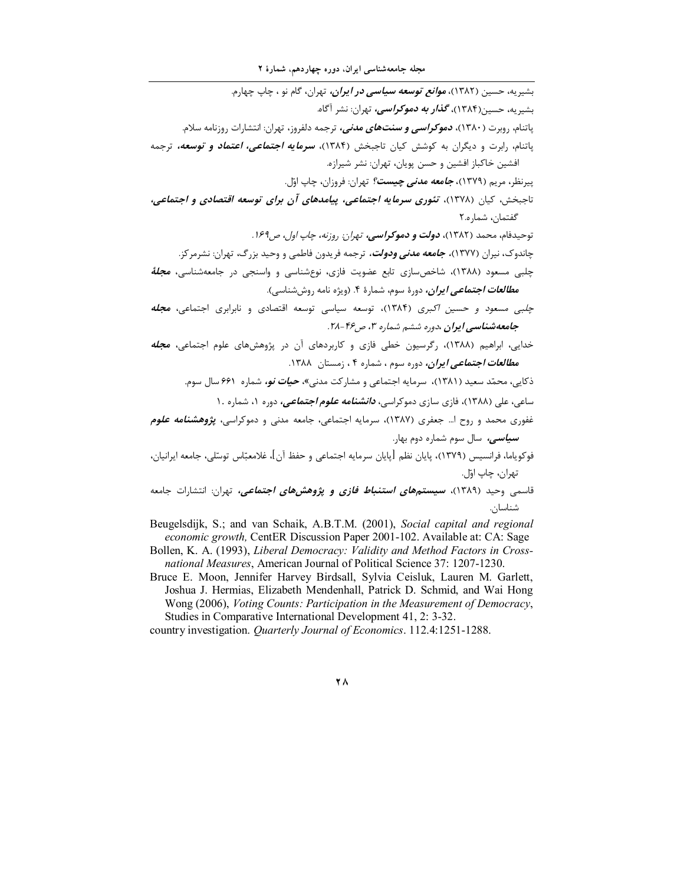بشیریه، حسین (۱۳۸۲)، ***موانع توسعه سیاسی در ایران***، تهران، گام نو ، چاپ چهارم.

بشیریه، حسین(۱۳۸۴)، ***گذار به دموکراسی***، تهران: نشر آگاه.

پاتنام، روبرت (۱۳۸۰)، ***دموکراسی و سنت‌های مدنی***، ترجمه دلفروز، تهران: انتشارات روزنامه سلام.

پاتنام، رابرت و دیگران به کوشش کیان تاجبخش (۱۳۸۴)، ***سرمایه اجتماعی، اعتماد و توسعه***، ترجمه افشین خاکباز افشین و حسن پویان، تهران: نشر شیرازه.

پیرنظر، مریم (۱۳۷۹)، ***جامعه مدنی چیست***؟ تهران: فروزان، چاپ اوّل.

تاجبخش، کیان (۱۳۷۸)، ***تئوری سرمایه اجتماعی، پیامدهای آن برای توسعه اقتصادی و اجتماعی***، گفتمان، شماره.۲

توحیدفام، محمد (۱۳۸۲)، ***دولت و دموکراسی***، *تهران: روزنه، چاپ اول، ص۱۶۹.*

چاندوک، نیران (۱۳۷۷)، ***جامعه مدنی ودولت***، ترجمه فریدون فاطمی و وحید بزرگ، تهران: نشرمرکز.

چلبی مسعود (۱۳۸۸)، شاخص‌سازی تابع عضویت فازی، نوع‌شناسی و واسنجی در جامعه‌شناسی، ***مجلهٔ مطالعات اجتماعی ایران***، دورهٔ سوم، شمارهٔ ۴. (ویژه نامه روش‌شناسی).

*چلبی مسعود و حسین اکبری* (۱۳۸۴)، توسعه سیاسی توسعه اقتصادی و نابرابری اجتماعی، ***مجله جامعه‌شناسی ایران***، *دوره ششم شماره ۳، ص۴۶-۲۸.*

خدایی، ابراهیم (۱۳۸۸)، رگرسیون خطی فازی و کاربردهای آن در پژوهش‌های علوم اجتماعی، ***مجله مطالعات اجتماعی ایران***، دوره سوم ، شماره ۴ ، زمستان ۱۳۸۸.

ذکایی، محمّد سعید (۱۳۸۱)، سرمایه اجتماعی و مشارکت مدنی»، ***حیات نو***، شماره ۶۶۱ سال سوم.

ساعی، علی (۱۳۸۸)، فازی سازی دموکراسی، ***دانشنامه علوم اجتماعی***، دوره ۱، شماره ۱.

غفوری محمد و روح ا... جعفری (۱۳۸۷)، سرمایه اجتماعی، جامعه مدنی و دموکراسی، ***پژوهشنامه علوم سیاسی***، سال سوم شماره دوم بهار.

فوکویاما، فرانسیس (۱۳۷۹)، پایان نظم [پایان سرمایه اجتماعی و حفظ آن]، غلامعبّاس توسلی، جامعه ایرانیان، تهران، چاپ اوّل.

قاسمی وحید (۱۳۸۹)، ***سیستم‌های استنباط فازی و پژوهش‌های اجتماعی***، تهران: انتشارات جامعه شناسان.

Beugelsdijk, S.; and van Schaik, A.B.T.M. (2001), *Social capital and regional economic growth,* CentER Discussion Paper 2001-102. Available at: CA: Sage

Bollen, K. A. (1993), *Liberal Democracy: Validity and Method Factors in Cross-national Measures*, American Journal of Political Science 37: 1207-1230.

Bruce E. Moon, Jennifer Harvey Birdsall, Sylvia Ceisluk, Lauren M. Garlett, Joshua J. Hermias, Elizabeth Mendenhall, Patrick D. Schmid, and Wai Hong Wong (2006), *Voting Counts: Participation in the Measurement of Democracy*, Studies in Comparative International Development 41, 2: 3-32.

country investigation. *Quarterly Journal of Economics*. 112.4:1251-1288.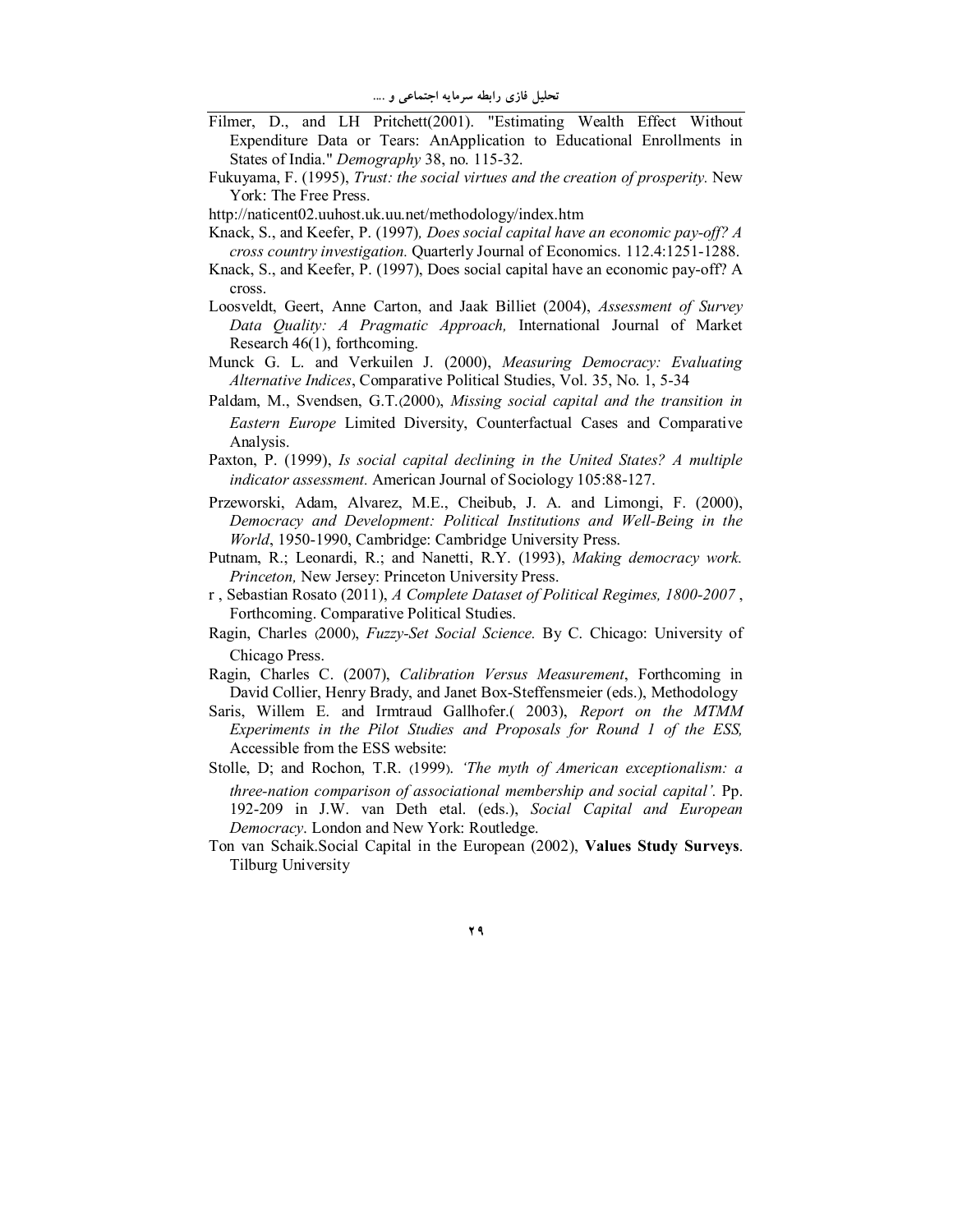Filmer, D., and LH Pritchett(2001). "Estimating Wealth Effect Without Expenditure Data or Tears: AnApplication to Educational Enrollments in States of India." *Demography* 38, no. 115-32.

Fukuyama, F. (1995), *Trust: the social virtues and the creation of prosperity.* New York: The Free Press.

http://naticent02.uuhost.uk.uu.net/methodology/index.htm

Knack, S., and Keefer, P. (1997)*, Does social capital have an economic pay-off? A cross country investigation.* Quarterly Journal of Economics. 112.4:1251-1288.

Knack, S., and Keefer, P. (1997), Does social capital have an economic pay-off? A cross.

Loosveldt, Geert, Anne Carton, and Jaak Billiet (2004), *Assessment of Survey Data Quality: A Pragmatic Approach,* International Journal of Market Research 46(1), forthcoming.

Munck G. L. and Verkuilen J. (2000), *Measuring Democracy: Evaluating Alternative Indices*, Comparative Political Studies, Vol. 35, No. 1, 5-34

Paldam, M., Svendsen, G.T.(2000), *Missing social capital and the transition in Eastern Europe* Limited Diversity, Counterfactual Cases and Comparative Analysis.

Paxton, P. (1999), *Is social capital declining in the United States? A multiple indicator assessment.* American Journal of Sociology 105:88-127.

Przeworski, Adam, Alvarez, M.E., Cheibub, J. A. and Limongi, F. (2000), *Democracy and Development: Political Institutions and Well-Being in the World*, 1950-1990, Cambridge: Cambridge University Press.

Putnam, R.; Leonardi, R.; and Nanetti, R.Y. (1993), *Making democracy work. Princeton,* New Jersey: Princeton University Press.

r , Sebastian Rosato (2011), *A Complete Dataset of Political Regimes, 1800-2007* , Forthcoming. Comparative Political Studies.

Ragin, Charles (2000), *Fuzzy-Set Social Science.* By C. Chicago: University of Chicago Press.

Ragin, Charles C. (2007), *Calibration Versus Measurement*, Forthcoming in David Collier, Henry Brady, and Janet Box-Steffensmeier (eds.), Methodology

Saris, Willem E. and Irmtraud Gallhofer.( 2003), *Report on the MTMM Experiments in the Pilot Studies and Proposals for Round 1 of the ESS,* Accessible from the ESS website:

Stolle, D; and Rochon, T.R. (1999). *'The myth of American exceptionalism: a three-nation comparison of associational membership and social capital'.* Pp. 192-209 in J.W. van Deth etal. (eds.), *Social Capital and European Democracy*. London and New York: Routledge.

Ton van Schaik.Social Capital in the European (2002), **Values Study Surveys**. Tilburg University